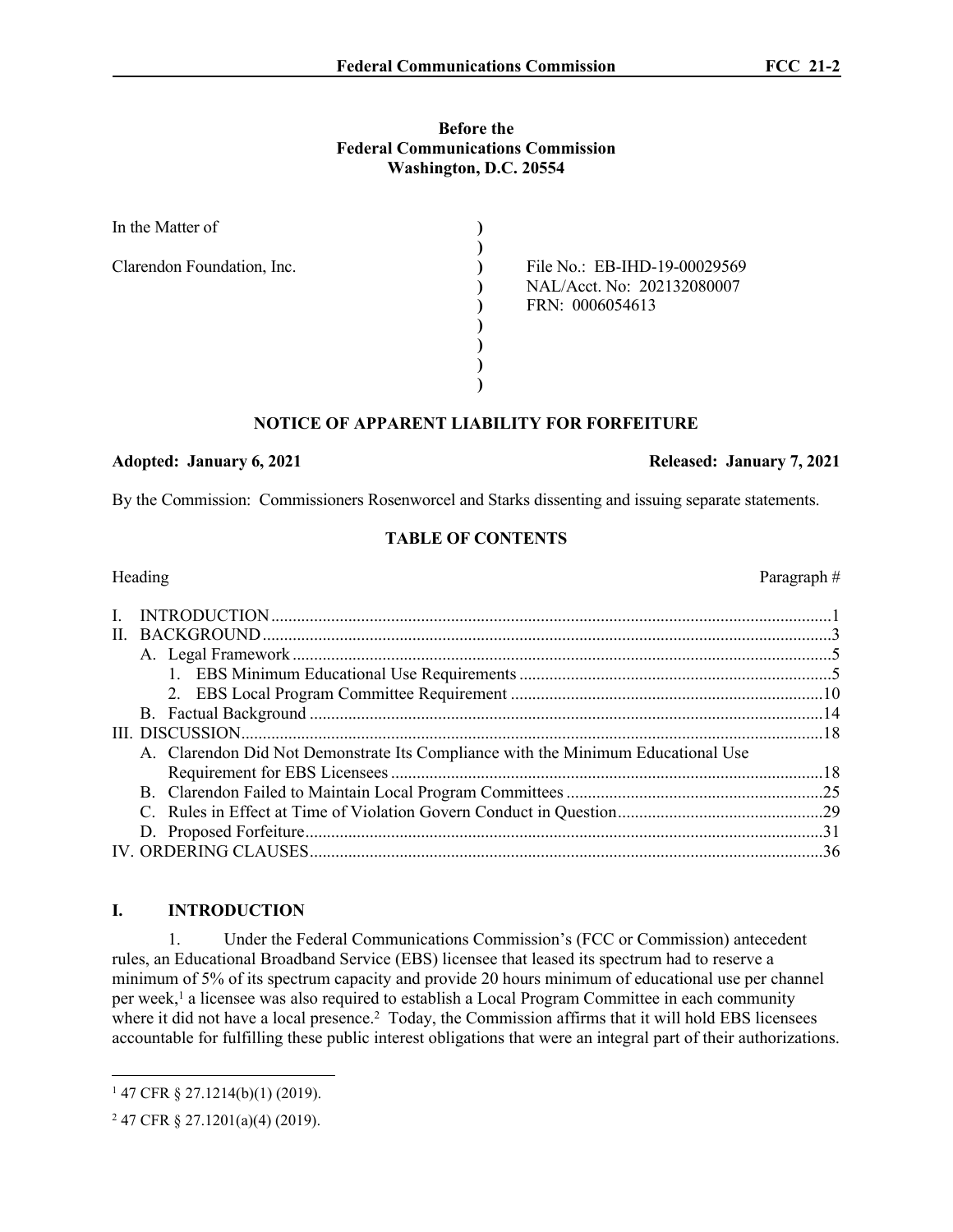**Before the**
**Federal Communications Commission**
**Washington, D.C. 20554**

| | | |
|---|---|---|
| In the Matter of | ) | |
| | ) | |
| Clarendon Foundation, Inc. | ) | File No.: EB-IHD-19-00029569 |
| | ) | NAL/Acct. No: 202132080007 |
| | ) | FRN: 0006054613 |
| | ) | |
| | ) | |
| | ) | |
| | ) | |

## NOTICE OF APPARENT LIABILITY FOR FORFEITURE

**Adopted: January 6, 2021** **Released: January 7, 2021**

By the Commission: Commissioners Rosenworcel and Starks dissenting and issuing separate statements.

### TABLE OF CONTENTS

| Heading | Paragraph # |
|---|---|
| I. INTRODUCTION | 1 |
| II. BACKGROUND | 3 |
| A. Legal Framework | 5 |
| 1. EBS Minimum Educational Use Requirements | 5 |
| 2. EBS Local Program Committee Requirement | 10 |
| B. Factual Background | 14 |
| III. DISCUSSION | 18 |
| A. Clarendon Did Not Demonstrate Its Compliance with the Minimum Educational Use Requirement for EBS Licensees | 18 |
| B. Clarendon Failed to Maintain Local Program Committees | 25 |
| C. Rules in Effect at Time of Violation Govern Conduct in Question | 29 |
| D. Proposed Forfeiture | 31 |
| IV. ORDERING CLAUSES | 36 |

## I. INTRODUCTION

1. Under the Federal Communications Commission's (FCC or Commission) antecedent rules, an Educational Broadband Service (EBS) licensee that leased its spectrum had to reserve a minimum of 5% of its spectrum capacity and provide 20 hours minimum of educational use per channel per week,[1] a licensee was also required to establish a Local Program Committee in each community where it did not have a local presence.[2] Today, the Commission affirms that it will hold EBS licensees accountable for fulfilling these public interest obligations that were an integral part of their authorizations.

[1] 47 CFR § 27.1214(b)(1) (2019).

[2] 47 CFR § 27.1201(a)(4) (2019).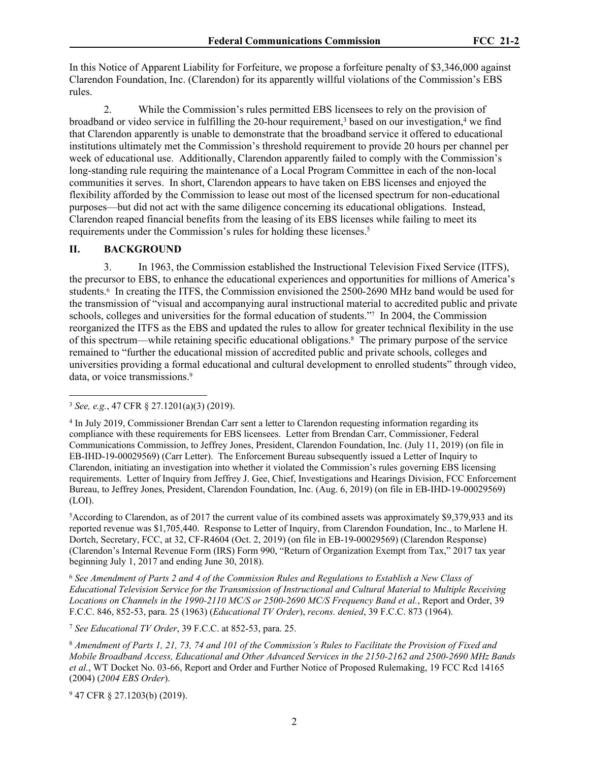In this Notice of Apparent Liability for Forfeiture, we propose a forfeiture penalty of $3,346,000 against Clarendon Foundation, Inc. (Clarendon) for its apparently willful violations of the Commission's EBS rules.

2. While the Commission's rules permitted EBS licensees to rely on the provision of broadband or video service in fulfilling the 20-hour requirement,[3] based on our investigation,[4] we find that Clarendon apparently is unable to demonstrate that the broadband service it offered to educational institutions ultimately met the Commission's threshold requirement to provide 20 hours per channel per week of educational use. Additionally, Clarendon apparently failed to comply with the Commission's long-standing rule requiring the maintenance of a Local Program Committee in each of the non-local communities it serves. In short, Clarendon appears to have taken on EBS licenses and enjoyed the flexibility afforded by the Commission to lease out most of the licensed spectrum for non-educational purposes—but did not act with the same diligence concerning its educational obligations. Instead, Clarendon reaped financial benefits from the leasing of its EBS licenses while failing to meet its requirements under the Commission's rules for holding these licenses.[5]

## II. BACKGROUND

3. In 1963, the Commission established the Instructional Television Fixed Service (ITFS), the precursor to EBS, to enhance the educational experiences and opportunities for millions of America's students.[6] In creating the ITFS, the Commission envisioned the 2500-2690 MHz band would be used for the transmission of "visual and accompanying aural instructional material to accredited public and private schools, colleges and universities for the formal education of students."[7] In 2004, the Commission reorganized the ITFS as the EBS and updated the rules to allow for greater technical flexibility in the use of this spectrum—while retaining specific educational obligations.[8] The primary purpose of the service remained to "further the educational mission of accredited public and private schools, colleges and universities providing a formal educational and cultural development to enrolled students" through video, data, or voice transmissions.[9]

---

[3] *See, e.g.*, 47 CFR § 27.1201(a)(3) (2019).

[4] In July 2019, Commissioner Brendan Carr sent a letter to Clarendon requesting information regarding its compliance with these requirements for EBS licensees. Letter from Brendan Carr, Commissioner, Federal Communications Commission, to Jeffrey Jones, President, Clarendon Foundation, Inc. (July 11, 2019) (on file in EB-IHD-19-00029569) (Carr Letter). The Enforcement Bureau subsequently issued a Letter of Inquiry to Clarendon, initiating an investigation into whether it violated the Commission's rules governing EBS licensing requirements. Letter of Inquiry from Jeffrey J. Gee, Chief, Investigations and Hearings Division, FCC Enforcement Bureau, to Jeffrey Jones, President, Clarendon Foundation, Inc. (Aug. 6, 2019) (on file in EB-IHD-19-00029569) (LOI).

[5] According to Clarendon, as of 2017 the current value of its combined assets was approximately $9,379,933 and its reported revenue was $1,705,440. Response to Letter of Inquiry, from Clarendon Foundation, Inc., to Marlene H. Dortch, Secretary, FCC, at 32, CF-R4604 (Oct. 2, 2019) (on file in EB-19-00029569) (Clarendon Response) (Clarendon's Internal Revenue Form (IRS) Form 990, "Return of Organization Exempt from Tax," 2017 tax year beginning July 1, 2017 and ending June 30, 2018).

[6] *See Amendment of Parts 2 and 4 of the Commission Rules and Regulations to Establish a New Class of Educational Television Service for the Transmission of Instructional and Cultural Material to Multiple Receiving Locations on Channels in the 1990-2110 MC/S or 2500-2690 MC/S Frequency Band et al.*, Report and Order, 39 F.C.C. 846, 852-53, para. 25 (1963) (*Educational TV Order*), *recons. denied*, 39 F.C.C. 873 (1964).

[7] *See Educational TV Order*, 39 F.C.C. at 852-53, para. 25.

[8] *Amendment of Parts 1, 21, 73, 74 and 101 of the Commission's Rules to Facilitate the Provision of Fixed and Mobile Broadband Access, Educational and Other Advanced Services in the 2150-2162 and 2500-2690 MHz Bands et al.*, WT Docket No. 03-66, Report and Order and Further Notice of Proposed Rulemaking, 19 FCC Rcd 14165 (2004) (*2004 EBS Order*).

[9] 47 CFR § 27.1203(b) (2019).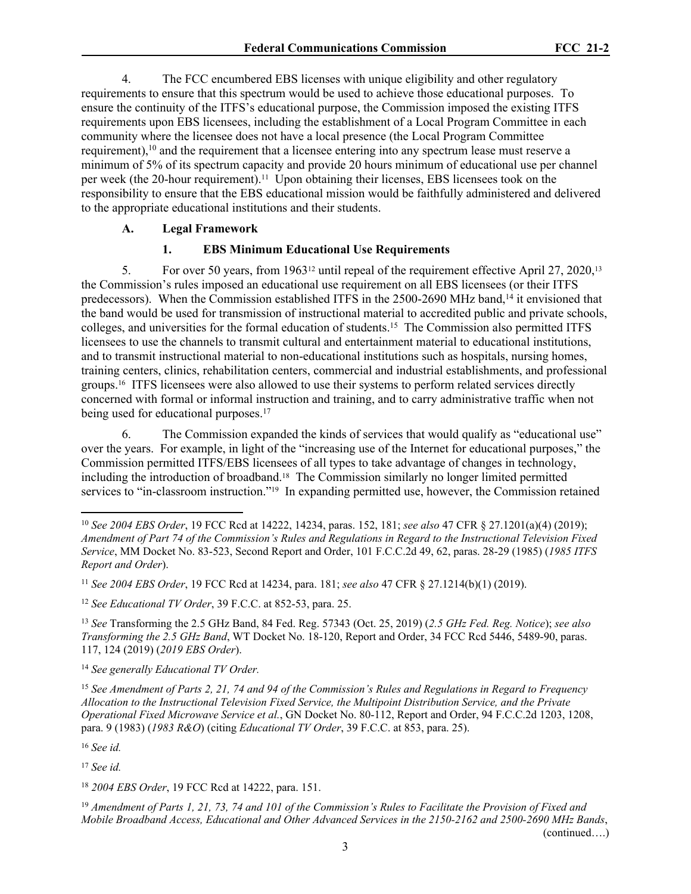4. The FCC encumbered EBS licenses with unique eligibility and other regulatory requirements to ensure that this spectrum would be used to achieve those educational purposes. To ensure the continuity of the ITFS's educational purpose, the Commission imposed the existing ITFS requirements upon EBS licensees, including the establishment of a Local Program Committee in each community where the licensee does not have a local presence (the Local Program Committee requirement),[10] and the requirement that a licensee entering into any spectrum lease must reserve a minimum of 5% of its spectrum capacity and provide 20 hours minimum of educational use per channel per week (the 20-hour requirement).[11] Upon obtaining their licenses, EBS licensees took on the responsibility to ensure that the EBS educational mission would be faithfully administered and delivered to the appropriate educational institutions and their students.

### A. Legal Framework

#### 1. EBS Minimum Educational Use Requirements

5. For over 50 years, from 1963[12] until repeal of the requirement effective April 27, 2020,[13] the Commission's rules imposed an educational use requirement on all EBS licensees (or their ITFS predecessors). When the Commission established ITFS in the 2500-2690 MHz band,[14] it envisioned that the band would be used for transmission of instructional material to accredited public and private schools, colleges, and universities for the formal education of students.[15] The Commission also permitted ITFS licensees to use the channels to transmit cultural and entertainment material to educational institutions, and to transmit instructional material to non-educational institutions such as hospitals, nursing homes, training centers, clinics, rehabilitation centers, commercial and industrial establishments, and professional groups.[16] ITFS licensees were also allowed to use their systems to perform related services directly concerned with formal or informal instruction and training, and to carry administrative traffic when not being used for educational purposes.[17]

6. The Commission expanded the kinds of services that would qualify as "educational use" over the years. For example, in light of the "increasing use of the Internet for educational purposes," the Commission permitted ITFS/EBS licensees of all types to take advantage of changes in technology, including the introduction of broadband.[18] The Commission similarly no longer limited permitted services to "in-classroom instruction."[19] In expanding permitted use, however, the Commission retained

---

[10] *See 2004 EBS Order*, 19 FCC Rcd at 14222, 14234, paras. 152, 181; *see also* 47 CFR § 27.1201(a)(4) (2019); *Amendment of Part 74 of the Commission's Rules and Regulations in Regard to the Instructional Television Fixed Service*, MM Docket No. 83-523, Second Report and Order, 101 F.C.C.2d 49, 62, paras. 28-29 (1985) (*1985 ITFS Report and Order*).

[11] *See 2004 EBS Order*, 19 FCC Rcd at 14234, para. 181; *see also* 47 CFR § 27.1214(b)(1) (2019).

[12] *See Educational TV Order*, 39 F.C.C. at 852-53, para. 25.

[13] *See* Transforming the 2.5 GHz Band, 84 Fed. Reg. 57343 (Oct. 25, 2019) (*2.5 GHz Fed. Reg. Notice*); *see also Transforming the 2.5 GHz Band*, WT Docket No. 18-120, Report and Order, 34 FCC Rcd 5446, 5489-90, paras. 117, 124 (2019) (*2019 EBS Order*).

[14] *See generally Educational TV Order.*

[15] *See Amendment of Parts 2, 21, 74 and 94 of the Commission's Rules and Regulations in Regard to Frequency Allocation to the Instructional Television Fixed Service, the Multipoint Distribution Service, and the Private Operational Fixed Microwave Service et al.*, GN Docket No. 80-112, Report and Order, 94 F.C.C.2d 1203, 1208, para. 9 (1983) (*1983 R&O*) (citing *Educational TV Order*, 39 F.C.C. at 853, para. 25).

[16] *See id.*

[17] *See id.*

[18] *2004 EBS Order*, 19 FCC Rcd at 14222, para. 151.

[19] *Amendment of Parts 1, 21, 73, 74 and 101 of the Commission's Rules to Facilitate the Provision of Fixed and Mobile Broadband Access, Educational and Other Advanced Services in the 2150-2162 and 2500-2690 MHz Bands*, (continued….)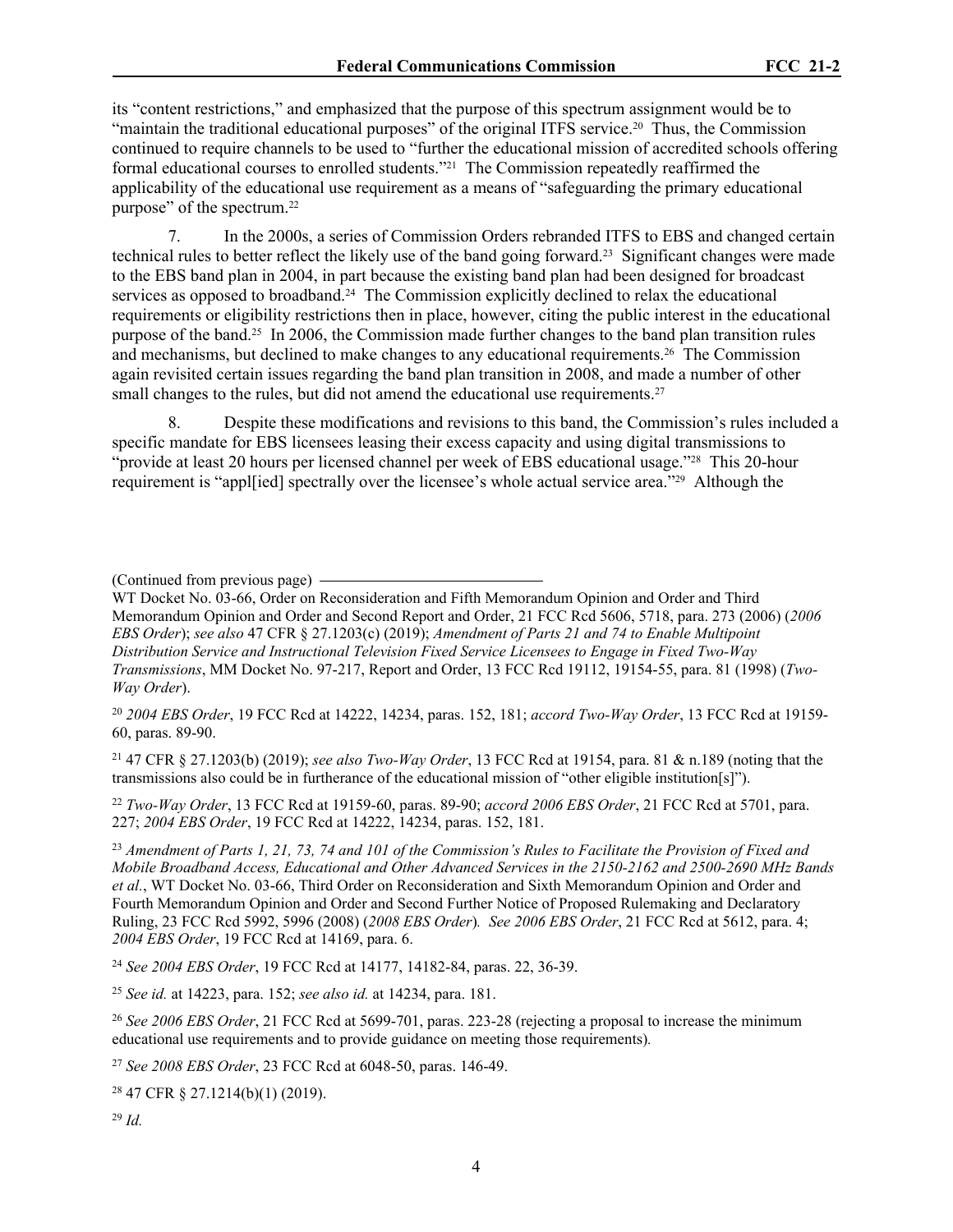its "content restrictions," and emphasized that the purpose of this spectrum assignment would be to "maintain the traditional educational purposes" of the original ITFS service.[20] Thus, the Commission continued to require channels to be used to "further the educational mission of accredited schools offering formal educational courses to enrolled students."[21] The Commission repeatedly reaffirmed the applicability of the educational use requirement as a means of "safeguarding the primary educational purpose" of the spectrum.[22]

7. In the 2000s, a series of Commission Orders rebranded ITFS to EBS and changed certain technical rules to better reflect the likely use of the band going forward.[23] Significant changes were made to the EBS band plan in 2004, in part because the existing band plan had been designed for broadcast services as opposed to broadband.[24] The Commission explicitly declined to relax the educational requirements or eligibility restrictions then in place, however, citing the public interest in the educational purpose of the band.[25] In 2006, the Commission made further changes to the band plan transition rules and mechanisms, but declined to make changes to any educational requirements.[26] The Commission again revisited certain issues regarding the band plan transition in 2008, and made a number of other small changes to the rules, but did not amend the educational use requirements.[27]

8. Despite these modifications and revisions to this band, the Commission's rules included a specific mandate for EBS licensees leasing their excess capacity and using digital transmissions to "provide at least 20 hours per licensed channel per week of EBS educational usage."[28] This 20-hour requirement is "appl[ied] spectrally over the licensee's whole actual service area."[29] Although the

---

(Continued from previous page)

WT Docket No. 03-66, Order on Reconsideration and Fifth Memorandum Opinion and Order and Third Memorandum Opinion and Order and Second Report and Order, 21 FCC Rcd 5606, 5718, para. 273 (2006) (*2006 EBS Order*); *see also* 47 CFR § 27.1203(c) (2019); *Amendment of Parts 21 and 74 to Enable Multipoint Distribution Service and Instructional Television Fixed Service Licensees to Engage in Fixed Two-Way Transmissions*, MM Docket No. 97-217, Report and Order, 13 FCC Rcd 19112, 19154-55, para. 81 (1998) (*Two-Way Order*).

[20] *2004 EBS Order*, 19 FCC Rcd at 14222, 14234, paras. 152, 181; *accord Two-Way Order*, 13 FCC Rcd at 19159-60, paras. 89-90.

[21] 47 CFR § 27.1203(b) (2019); *see also Two-Way Order*, 13 FCC Rcd at 19154, para. 81 & n.189 (noting that the transmissions also could be in furtherance of the educational mission of "other eligible institution[s]").

[22] *Two-Way Order*, 13 FCC Rcd at 19159-60, paras. 89-90; *accord 2006 EBS Order*, 21 FCC Rcd at 5701, para. 227; *2004 EBS Order*, 19 FCC Rcd at 14222, 14234, paras. 152, 181.

[23] *Amendment of Parts 1, 21, 73, 74 and 101 of the Commission's Rules to Facilitate the Provision of Fixed and Mobile Broadband Access, Educational and Other Advanced Services in the 2150-2162 and 2500-2690 MHz Bands et al.*, WT Docket No. 03-66, Third Order on Reconsideration and Sixth Memorandum Opinion and Order and Fourth Memorandum Opinion and Order and Second Further Notice of Proposed Rulemaking and Declaratory Ruling, 23 FCC Rcd 5992, 5996 (2008) (*2008 EBS Order*). *See 2006 EBS Order*, 21 FCC Rcd at 5612, para. 4; *2004 EBS Order*, 19 FCC Rcd at 14169, para. 6.

[24] *See 2004 EBS Order*, 19 FCC Rcd at 14177, 14182-84, paras. 22, 36-39.

[25] *See id.* at 14223, para. 152; *see also id.* at 14234, para. 181.

[26] *See 2006 EBS Order*, 21 FCC Rcd at 5699-701, paras. 223-28 (rejecting a proposal to increase the minimum educational use requirements and to provide guidance on meeting those requirements).

[27] *See 2008 EBS Order*, 23 FCC Rcd at 6048-50, paras. 146-49.

[28] 47 CFR § 27.1214(b)(1) (2019).

[29] *Id.*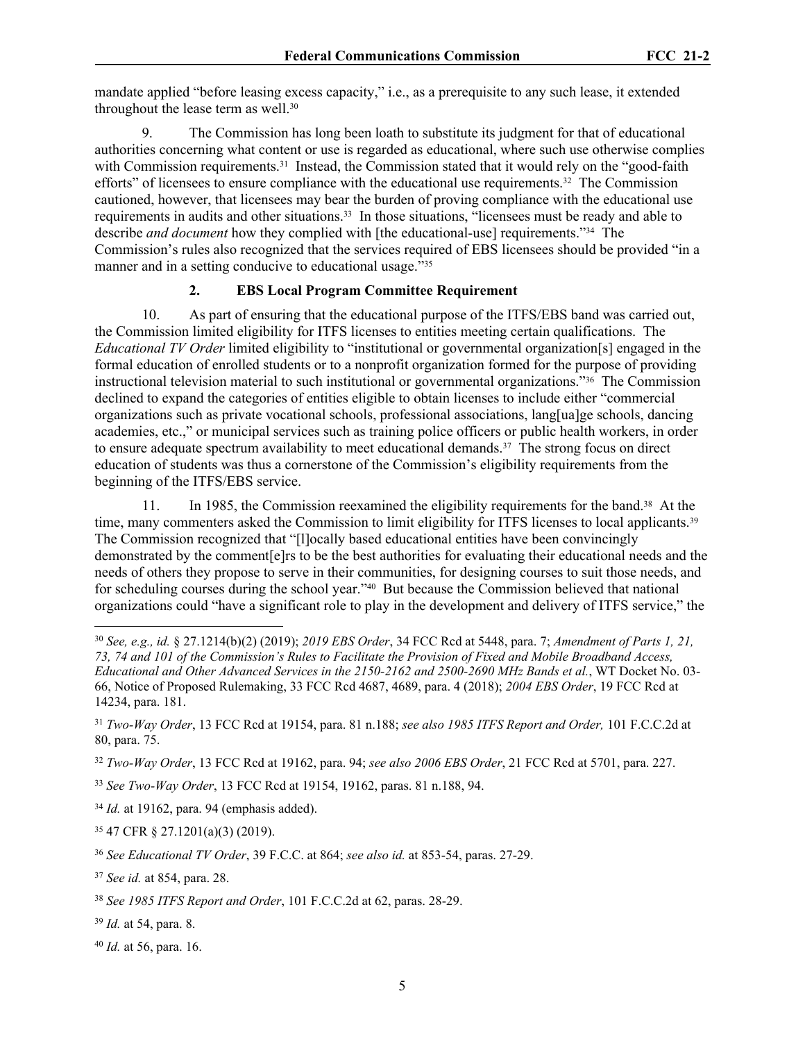mandate applied "before leasing excess capacity," i.e., as a prerequisite to any such lease, it extended throughout the lease term as well.[30]

9. The Commission has long been loath to substitute its judgment for that of educational authorities concerning what content or use is regarded as educational, where such use otherwise complies with Commission requirements.[31] Instead, the Commission stated that it would rely on the "good-faith efforts" of licensees to ensure compliance with the educational use requirements.[32] The Commission cautioned, however, that licensees may bear the burden of proving compliance with the educational use requirements in audits and other situations.[33] In those situations, "licensees must be ready and able to describe *and document* how they complied with [the educational-use] requirements."[34] The Commission's rules also recognized that the services required of EBS licensees should be provided "in a manner and in a setting conducive to educational usage."[35]

### 2. EBS Local Program Committee Requirement

10. As part of ensuring that the educational purpose of the ITFS/EBS band was carried out, the Commission limited eligibility for ITFS licenses to entities meeting certain qualifications. The *Educational TV Order* limited eligibility to "institutional or governmental organization[s] engaged in the formal education of enrolled students or to a nonprofit organization formed for the purpose of providing instructional television material to such institutional or governmental organizations."[36] The Commission declined to expand the categories of entities eligible to obtain licenses to include either "commercial organizations such as private vocational schools, professional associations, lang[ua]ge schools, dancing academies, etc.," or municipal services such as training police officers or public health workers, in order to ensure adequate spectrum availability to meet educational demands.[37] The strong focus on direct education of students was thus a cornerstone of the Commission's eligibility requirements from the beginning of the ITFS/EBS service.

11. In 1985, the Commission reexamined the eligibility requirements for the band.[38] At the time, many commenters asked the Commission to limit eligibility for ITFS licenses to local applicants.[39] The Commission recognized that "[l]ocally based educational entities have been convincingly demonstrated by the comment[e]rs to be the best authorities for evaluating their educational needs and the needs of others they propose to serve in their communities, for designing courses to suit those needs, and for scheduling courses during the school year."[40] But because the Commission believed that national organizations could "have a significant role to play in the development and delivery of ITFS service," the

---

[30] *See, e.g., id.* § 27.1214(b)(2) (2019); *2019 EBS Order*, 34 FCC Rcd at 5448, para. 7; *Amendment of Parts 1, 21, 73, 74 and 101 of the Commission's Rules to Facilitate the Provision of Fixed and Mobile Broadband Access, Educational and Other Advanced Services in the 2150-2162 and 2500-2690 MHz Bands et al.*, WT Docket No. 03-66, Notice of Proposed Rulemaking, 33 FCC Rcd 4687, 4689, para. 4 (2018); *2004 EBS Order*, 19 FCC Rcd at 14234, para. 181.

[31] *Two-Way Order*, 13 FCC Rcd at 19154, para. 81 n.188; *see also 1985 ITFS Report and Order,* 101 F.C.C.2d at 80, para. 75.

[32] *Two-Way Order*, 13 FCC Rcd at 19162, para. 94; *see also 2006 EBS Order*, 21 FCC Rcd at 5701, para. 227.

[33] *See Two-Way Order*, 13 FCC Rcd at 19154, 19162, paras. 81 n.188, 94.

[34] *Id.* at 19162, para. 94 (emphasis added).

[35] 47 CFR § 27.1201(a)(3) (2019).

[36] *See Educational TV Order*, 39 F.C.C. at 864; *see also id.* at 853-54, paras. 27-29.

[37] *See id.* at 854, para. 28.

[38] *See 1985 ITFS Report and Order*, 101 F.C.C.2d at 62, paras. 28-29.

[39] *Id.* at 54, para. 8.

[40] *Id.* at 56, para. 16.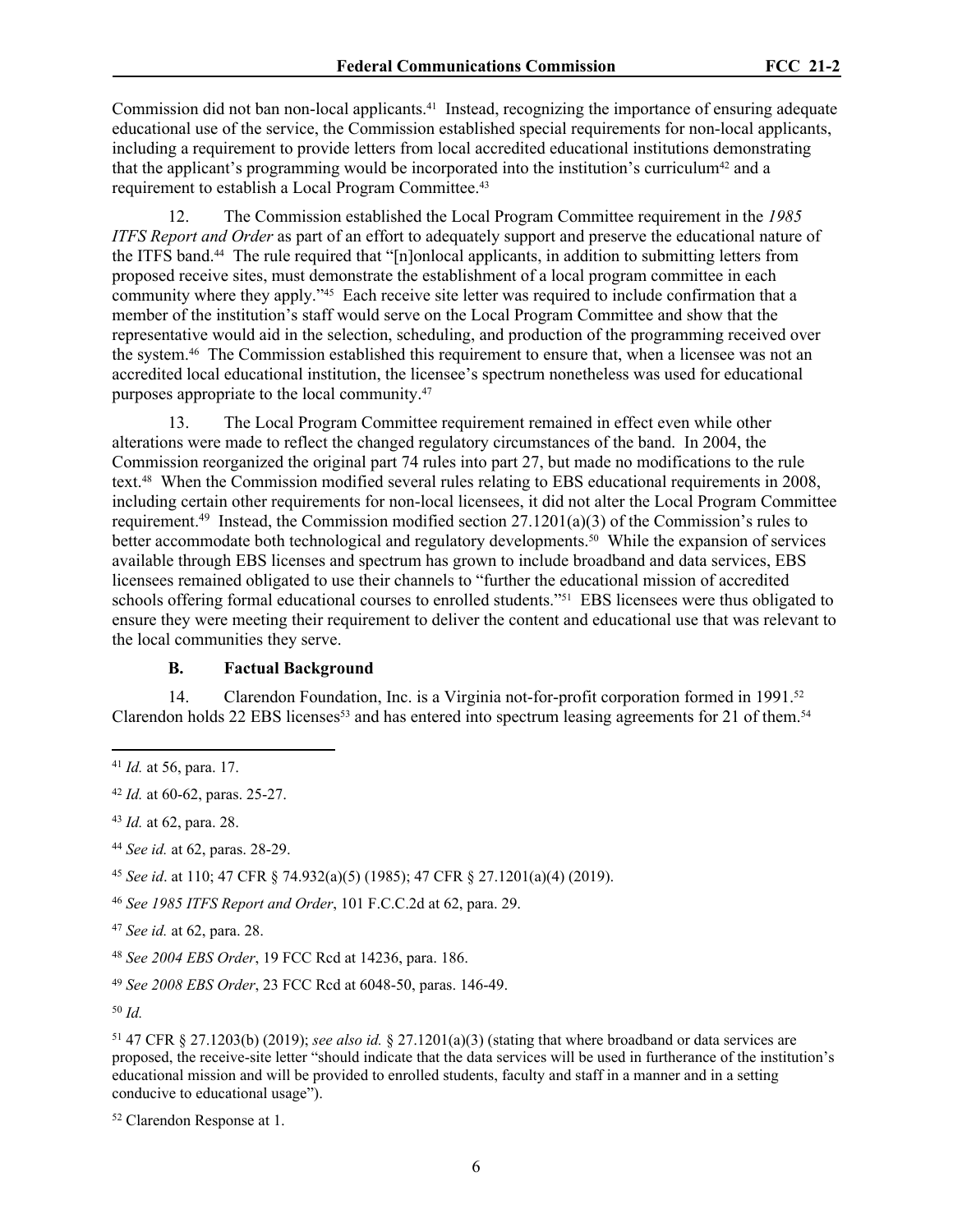Commission did not ban non-local applicants.[41] Instead, recognizing the importance of ensuring adequate educational use of the service, the Commission established special requirements for non-local applicants, including a requirement to provide letters from local accredited educational institutions demonstrating that the applicant's programming would be incorporated into the institution's curriculum[42] and a requirement to establish a Local Program Committee.[43]

12. The Commission established the Local Program Committee requirement in the *1985 ITFS Report and Order* as part of an effort to adequately support and preserve the educational nature of the ITFS band.[44] The rule required that "[n]onlocal applicants, in addition to submitting letters from proposed receive sites, must demonstrate the establishment of a local program committee in each community where they apply."[45] Each receive site letter was required to include confirmation that a member of the institution's staff would serve on the Local Program Committee and show that the representative would aid in the selection, scheduling, and production of the programming received over the system.[46] The Commission established this requirement to ensure that, when a licensee was not an accredited local educational institution, the licensee's spectrum nonetheless was used for educational purposes appropriate to the local community.[47]

13. The Local Program Committee requirement remained in effect even while other alterations were made to reflect the changed regulatory circumstances of the band. In 2004, the Commission reorganized the original part 74 rules into part 27, but made no modifications to the rule text.[48] When the Commission modified several rules relating to EBS educational requirements in 2008, including certain other requirements for non-local licensees, it did not alter the Local Program Committee requirement.[49] Instead, the Commission modified section 27.1201(a)(3) of the Commission's rules to better accommodate both technological and regulatory developments.[50] While the expansion of services available through EBS licenses and spectrum has grown to include broadband and data services, EBS licensees remained obligated to use their channels to "further the educational mission of accredited schools offering formal educational courses to enrolled students."[51] EBS licensees were thus obligated to ensure they were meeting their requirement to deliver the content and educational use that was relevant to the local communities they serve.

### B. Factual Background

14. Clarendon Foundation, Inc. is a Virginia not-for-profit corporation formed in 1991.[52] Clarendon holds 22 EBS licenses[53] and has entered into spectrum leasing agreements for 21 of them.[54]

---

[41] *Id.* at 56, para. 17.

[42] *Id.* at 60-62, paras. 25-27.

[43] *Id.* at 62, para. 28.

[44] *See id.* at 62, paras. 28-29.

[45] *See id*. at 110; 47 CFR § 74.932(a)(5) (1985); 47 CFR § 27.1201(a)(4) (2019).

[46] *See 1985 ITFS Report and Order*, 101 F.C.C.2d at 62, para. 29.

[47] *See id.* at 62, para. 28.

[48] *See 2004 EBS Order*, 19 FCC Rcd at 14236, para. 186.

[49] *See 2008 EBS Order*, 23 FCC Rcd at 6048-50, paras. 146-49.

[50] *Id.*

[51] 47 CFR § 27.1203(b) (2019); *see also id.* § 27.1201(a)(3) (stating that where broadband or data services are proposed, the receive-site letter "should indicate that the data services will be used in furtherance of the institution's educational mission and will be provided to enrolled students, faculty and staff in a manner and in a setting conducive to educational usage").

[52] Clarendon Response at 1.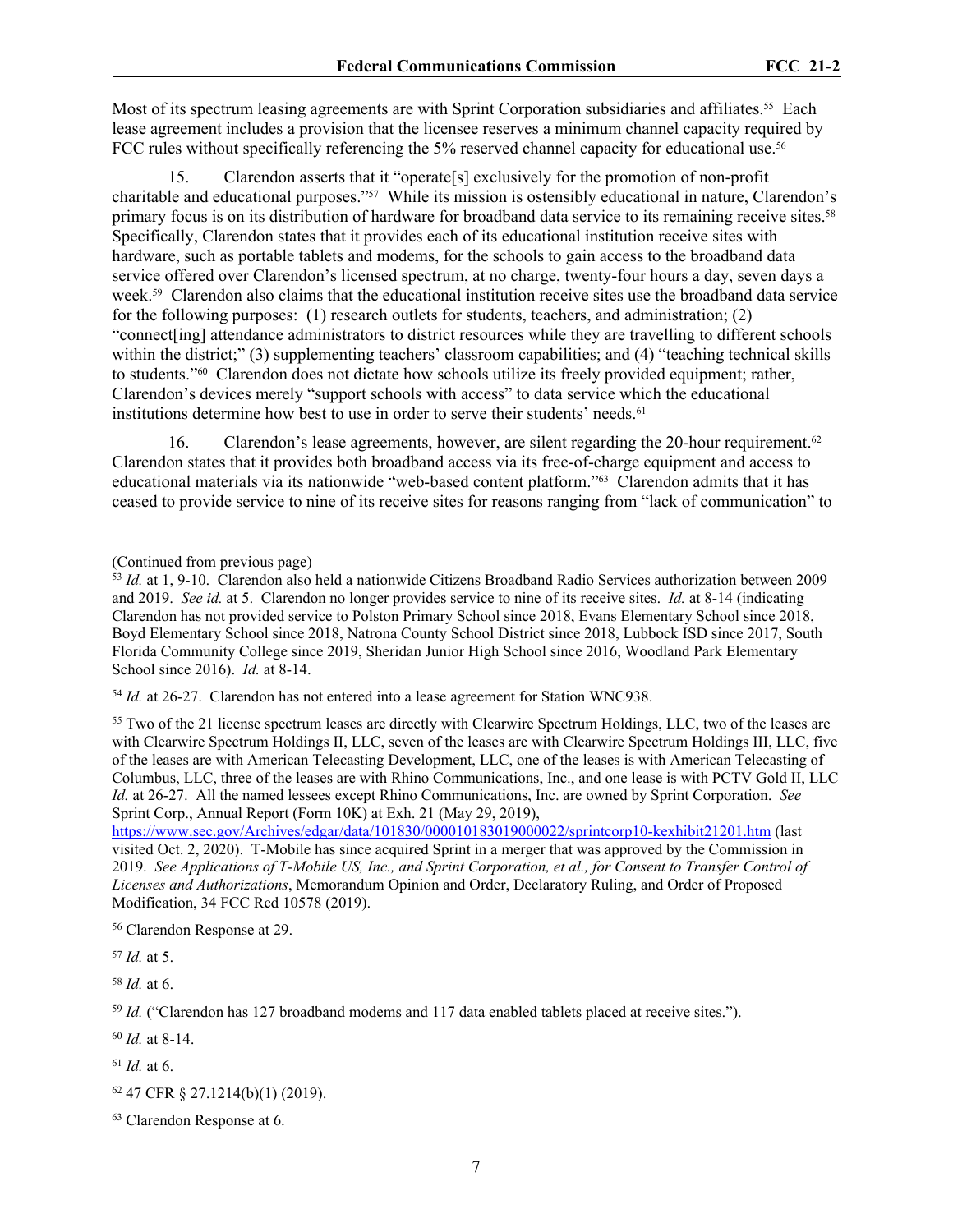Most of its spectrum leasing agreements are with Sprint Corporation subsidiaries and affiliates.[55] Each lease agreement includes a provision that the licensee reserves a minimum channel capacity required by FCC rules without specifically referencing the 5% reserved channel capacity for educational use.[56]

15. Clarendon asserts that it "operate[s] exclusively for the promotion of non-profit charitable and educational purposes."[57] While its mission is ostensibly educational in nature, Clarendon's primary focus is on its distribution of hardware for broadband data service to its remaining receive sites.[58] Specifically, Clarendon states that it provides each of its educational institution receive sites with hardware, such as portable tablets and modems, for the schools to gain access to the broadband data service offered over Clarendon's licensed spectrum, at no charge, twenty-four hours a day, seven days a week.[59] Clarendon also claims that the educational institution receive sites use the broadband data service for the following purposes: (1) research outlets for students, teachers, and administration; (2) "connect[ing] attendance administrators to district resources while they are travelling to different schools within the district;" (3) supplementing teachers' classroom capabilities; and (4) "teaching technical skills to students."[60] Clarendon does not dictate how schools utilize its freely provided equipment; rather, Clarendon's devices merely "support schools with access" to data service which the educational institutions determine how best to use in order to serve their students' needs.[61]

16. Clarendon's lease agreements, however, are silent regarding the 20-hour requirement.[62] Clarendon states that it provides both broadband access via its free-of-charge equipment and access to educational materials via its nationwide "web-based content platform."[63] Clarendon admits that it has ceased to provide service to nine of its receive sites for reasons ranging from "lack of communication" to

(Continued from previous page)

[53] *Id.* at 1, 9-10. Clarendon also held a nationwide Citizens Broadband Radio Services authorization between 2009 and 2019. *See id.* at 5. Clarendon no longer provides service to nine of its receive sites. *Id.* at 8-14 (indicating Clarendon has not provided service to Polston Primary School since 2018, Evans Elementary School since 2018, Boyd Elementary School since 2018, Natrona County School District since 2018, Lubbock ISD since 2017, South Florida Community College since 2019, Sheridan Junior High School since 2016, Woodland Park Elementary School since 2016). *Id.* at 8-14.

[54] *Id.* at 26-27. Clarendon has not entered into a lease agreement for Station WNC938.

[55] Two of the 21 license spectrum leases are directly with Clearwire Spectrum Holdings, LLC, two of the leases are with Clearwire Spectrum Holdings II, LLC, seven of the leases are with Clearwire Spectrum Holdings III, LLC, five of the leases are with American Telecasting Development, LLC, one of the leases is with American Telecasting of Columbus, LLC, three of the leases are with Rhino Communications, Inc., and one lease is with PCTV Gold II, LLC *Id.* at 26-27. All the named lessees except Rhino Communications, Inc. are owned by Sprint Corporation. *See* Sprint Corp., Annual Report (Form 10K) at Exh. 21 (May 29, 2019), https://www.sec.gov/Archives/edgar/data/101830/000010183019000022/sprintcorp10-kexhibit21201.htm (last visited Oct. 2, 2020). T-Mobile has since acquired Sprint in a merger that was approved by the Commission in 2019. *See Applications of T-Mobile US, Inc., and Sprint Corporation, et al., for Consent to Transfer Control of Licenses and Authorizations*, Memorandum Opinion and Order, Declaratory Ruling, and Order of Proposed Modification, 34 FCC Rcd 10578 (2019).

[56] Clarendon Response at 29.

[57] *Id.* at 5.

[58] *Id.* at 6.

[59] *Id.* ("Clarendon has 127 broadband modems and 117 data enabled tablets placed at receive sites.").

[60] *Id.* at 8-14.

[61] *Id.* at 6.

[62] 47 CFR § 27.1214(b)(1) (2019).

[63] Clarendon Response at 6.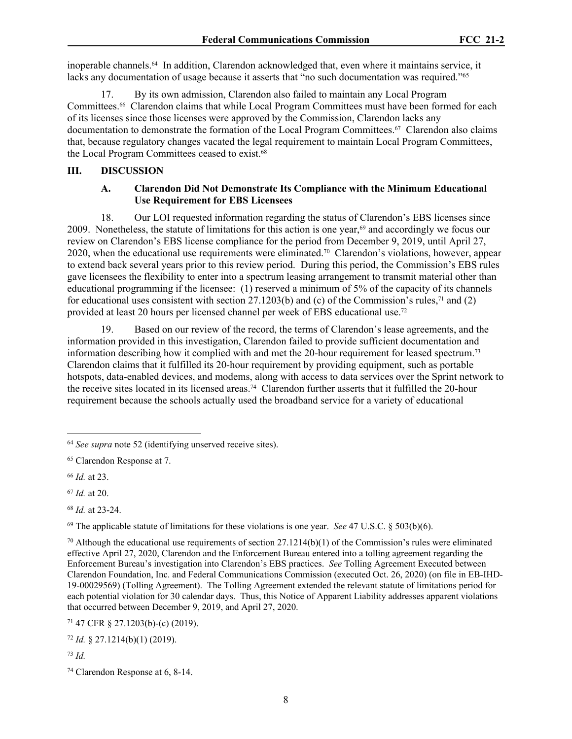inoperable channels.[64] In addition, Clarendon acknowledged that, even where it maintains service, it lacks any documentation of usage because it asserts that "no such documentation was required."[65]

17. By its own admission, Clarendon also failed to maintain any Local Program Committees.[66] Clarendon claims that while Local Program Committees must have been formed for each of its licenses since those licenses were approved by the Commission, Clarendon lacks any documentation to demonstrate the formation of the Local Program Committees.[67] Clarendon also claims that, because regulatory changes vacated the legal requirement to maintain Local Program Committees, the Local Program Committees ceased to exist.[68]

## III. DISCUSSION

### A. Clarendon Did Not Demonstrate Its Compliance with the Minimum Educational Use Requirement for EBS Licensees

18. Our LOI requested information regarding the status of Clarendon's EBS licenses since 2009. Nonetheless, the statute of limitations for this action is one year,[69] and accordingly we focus our review on Clarendon's EBS license compliance for the period from December 9, 2019, until April 27, 2020, when the educational use requirements were eliminated.[70] Clarendon's violations, however, appear to extend back several years prior to this review period. During this period, the Commission's EBS rules gave licensees the flexibility to enter into a spectrum leasing arrangement to transmit material other than educational programming if the licensee: (1) reserved a minimum of 5% of the capacity of its channels for educational uses consistent with section 27.1203(b) and (c) of the Commission's rules,[71] and (2) provided at least 20 hours per licensed channel per week of EBS educational use.[72]

19. Based on our review of the record, the terms of Clarendon's lease agreements, and the information provided in this investigation, Clarendon failed to provide sufficient documentation and information describing how it complied with and met the 20-hour requirement for leased spectrum.[73] Clarendon claims that it fulfilled its 20-hour requirement by providing equipment, such as portable hotspots, data-enabled devices, and modems, along with access to data services over the Sprint network to the receive sites located in its licensed areas.[74] Clarendon further asserts that it fulfilled the 20-hour requirement because the schools actually used the broadband service for a variety of educational

---

[64] *See supra* note 52 (identifying unserved receive sites).

[65] Clarendon Response at 7.

[66] *Id.* at 23.

[67] *Id.* at 20.

[68] *Id.* at 23-24.

[69] The applicable statute of limitations for these violations is one year. *See* 47 U.S.C. § 503(b)(6).

[70] Although the educational use requirements of section 27.1214(b)(1) of the Commission's rules were eliminated effective April 27, 2020, Clarendon and the Enforcement Bureau entered into a tolling agreement regarding the Enforcement Bureau's investigation into Clarendon's EBS practices. *See* Tolling Agreement Executed between Clarendon Foundation, Inc. and Federal Communications Commission (executed Oct. 26, 2020) (on file in EB-IHD-19-00029569) (Tolling Agreement). The Tolling Agreement extended the relevant statute of limitations period for each potential violation for 30 calendar days. Thus, this Notice of Apparent Liability addresses apparent violations that occurred between December 9, 2019, and April 27, 2020.

[71] 47 CFR § 27.1203(b)-(c) (2019).

[72] *Id.* § 27.1214(b)(1) (2019).

[73] *Id.*

[74] Clarendon Response at 6, 8-14.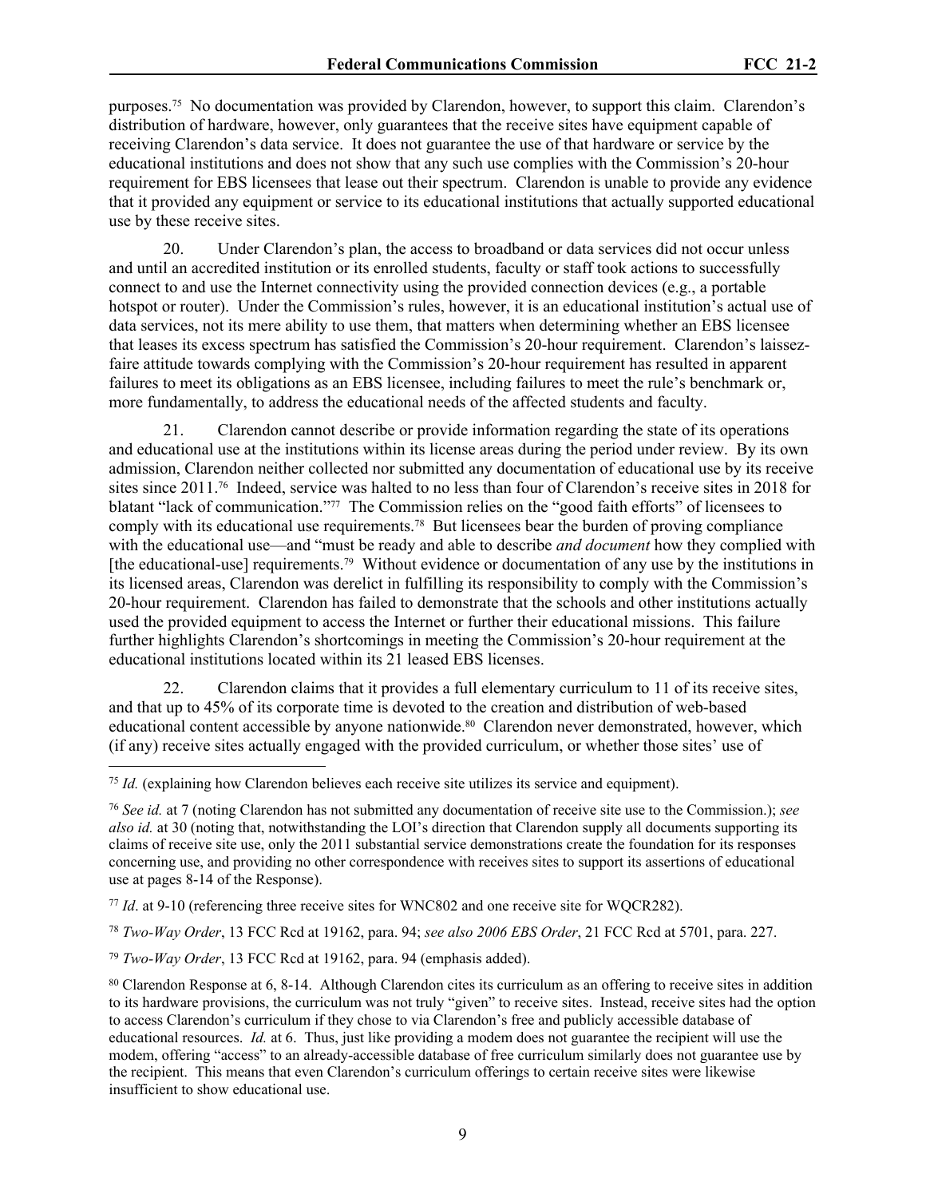purposes.[75] No documentation was provided by Clarendon, however, to support this claim. Clarendon's distribution of hardware, however, only guarantees that the receive sites have equipment capable of receiving Clarendon's data service. It does not guarantee the use of that hardware or service by the educational institutions and does not show that any such use complies with the Commission's 20-hour requirement for EBS licensees that lease out their spectrum. Clarendon is unable to provide any evidence that it provided any equipment or service to its educational institutions that actually supported educational use by these receive sites.

20. Under Clarendon's plan, the access to broadband or data services did not occur unless and until an accredited institution or its enrolled students, faculty or staff took actions to successfully connect to and use the Internet connectivity using the provided connection devices (e.g., a portable hotspot or router). Under the Commission's rules, however, it is an educational institution's actual use of data services, not its mere ability to use them, that matters when determining whether an EBS licensee that leases its excess spectrum has satisfied the Commission's 20-hour requirement. Clarendon's laissez-faire attitude towards complying with the Commission's 20-hour requirement has resulted in apparent failures to meet its obligations as an EBS licensee, including failures to meet the rule's benchmark or, more fundamentally, to address the educational needs of the affected students and faculty.

21. Clarendon cannot describe or provide information regarding the state of its operations and educational use at the institutions within its license areas during the period under review. By its own admission, Clarendon neither collected nor submitted any documentation of educational use by its receive sites since 2011.[76] Indeed, service was halted to no less than four of Clarendon's receive sites in 2018 for blatant "lack of communication."[77] The Commission relies on the "good faith efforts" of licensees to comply with its educational use requirements.[78] But licensees bear the burden of proving compliance with the educational use—and "must be ready and able to describe *and document* how they complied with [the educational-use] requirements.[79] Without evidence or documentation of any use by the institutions in its licensed areas, Clarendon was derelict in fulfilling its responsibility to comply with the Commission's 20-hour requirement. Clarendon has failed to demonstrate that the schools and other institutions actually used the provided equipment to access the Internet or further their educational missions. This failure further highlights Clarendon's shortcomings in meeting the Commission's 20-hour requirement at the educational institutions located within its 21 leased EBS licenses.

22. Clarendon claims that it provides a full elementary curriculum to 11 of its receive sites, and that up to 45% of its corporate time is devoted to the creation and distribution of web-based educational content accessible by anyone nationwide.[80] Clarendon never demonstrated, however, which (if any) receive sites actually engaged with the provided curriculum, or whether those sites' use of

---

[75] *Id.* (explaining how Clarendon believes each receive site utilizes its service and equipment).

[76] *See id.* at 7 (noting Clarendon has not submitted any documentation of receive site use to the Commission.); *see also id.* at 30 (noting that, notwithstanding the LOI's direction that Clarendon supply all documents supporting its claims of receive site use, only the 2011 substantial service demonstrations create the foundation for its responses concerning use, and providing no other correspondence with receives sites to support its assertions of educational use at pages 8-14 of the Response).

[77] *Id*. at 9-10 (referencing three receive sites for WNC802 and one receive site for WQCR282).

[78] *Two-Way Order*, 13 FCC Rcd at 19162, para. 94; *see also 2006 EBS Order*, 21 FCC Rcd at 5701, para. 227.

[79] *Two-Way Order*, 13 FCC Rcd at 19162, para. 94 (emphasis added).

[80] Clarendon Response at 6, 8-14. Although Clarendon cites its curriculum as an offering to receive sites in addition to its hardware provisions, the curriculum was not truly "given" to receive sites. Instead, receive sites had the option to access Clarendon's curriculum if they chose to via Clarendon's free and publicly accessible database of educational resources. *Id.* at 6. Thus, just like providing a modem does not guarantee the recipient will use the modem, offering "access" to an already-accessible database of free curriculum similarly does not guarantee use by the recipient. This means that even Clarendon's curriculum offerings to certain receive sites were likewise insufficient to show educational use.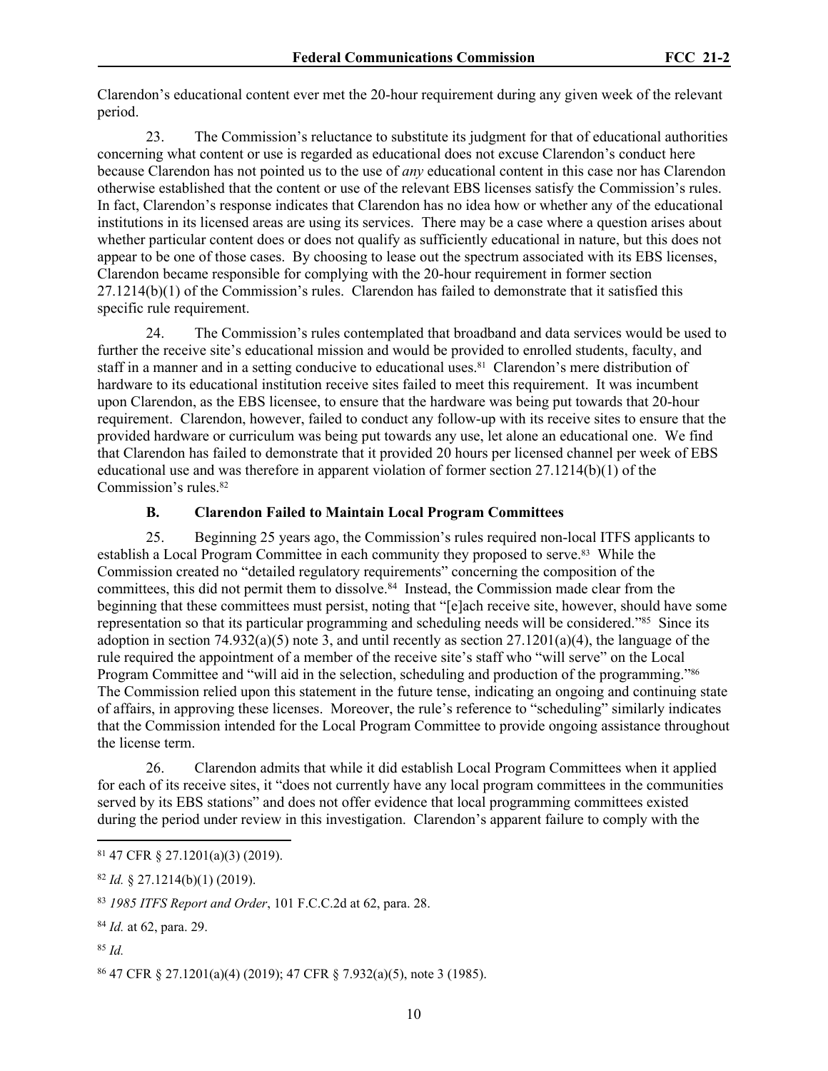Clarendon's educational content ever met the 20-hour requirement during any given week of the relevant period.

23. The Commission's reluctance to substitute its judgment for that of educational authorities concerning what content or use is regarded as educational does not excuse Clarendon's conduct here because Clarendon has not pointed us to the use of *any* educational content in this case nor has Clarendon otherwise established that the content or use of the relevant EBS licenses satisfy the Commission's rules. In fact, Clarendon's response indicates that Clarendon has no idea how or whether any of the educational institutions in its licensed areas are using its services. There may be a case where a question arises about whether particular content does or does not qualify as sufficiently educational in nature, but this does not appear to be one of those cases. By choosing to lease out the spectrum associated with its EBS licenses, Clarendon became responsible for complying with the 20-hour requirement in former section 27.1214(b)(1) of the Commission's rules. Clarendon has failed to demonstrate that it satisfied this specific rule requirement.

24. The Commission's rules contemplated that broadband and data services would be used to further the receive site's educational mission and would be provided to enrolled students, faculty, and staff in a manner and in a setting conducive to educational uses.[81] Clarendon's mere distribution of hardware to its educational institution receive sites failed to meet this requirement. It was incumbent upon Clarendon, as the EBS licensee, to ensure that the hardware was being put towards that 20-hour requirement. Clarendon, however, failed to conduct any follow-up with its receive sites to ensure that the provided hardware or curriculum was being put towards any use, let alone an educational one. We find that Clarendon has failed to demonstrate that it provided 20 hours per licensed channel per week of EBS educational use and was therefore in apparent violation of former section 27.1214(b)(1) of the Commission's rules.[82]

### B. Clarendon Failed to Maintain Local Program Committees

25. Beginning 25 years ago, the Commission's rules required non-local ITFS applicants to establish a Local Program Committee in each community they proposed to serve.[83] While the Commission created no "detailed regulatory requirements" concerning the composition of the committees, this did not permit them to dissolve.[84] Instead, the Commission made clear from the beginning that these committees must persist, noting that "[e]ach receive site, however, should have some representation so that its particular programming and scheduling needs will be considered."[85] Since its adoption in section 74.932(a)(5) note 3, and until recently as section 27.1201(a)(4), the language of the rule required the appointment of a member of the receive site's staff who "will serve" on the Local Program Committee and "will aid in the selection, scheduling and production of the programming."[86] The Commission relied upon this statement in the future tense, indicating an ongoing and continuing state of affairs, in approving these licenses. Moreover, the rule's reference to "scheduling" similarly indicates that the Commission intended for the Local Program Committee to provide ongoing assistance throughout the license term.

26. Clarendon admits that while it did establish Local Program Committees when it applied for each of its receive sites, it "does not currently have any local program committees in the communities served by its EBS stations" and does not offer evidence that local programming committees existed during the period under review in this investigation. Clarendon's apparent failure to comply with the

---

[81] 47 CFR § 27.1201(a)(3) (2019).

[82] *Id.* § 27.1214(b)(1) (2019).

[83] *1985 ITFS Report and Order*, 101 F.C.C.2d at 62, para. 28.

[84] *Id.* at 62, para. 29.

[85] *Id.*

[86] 47 CFR § 27.1201(a)(4) (2019); 47 CFR § 7.932(a)(5), note 3 (1985).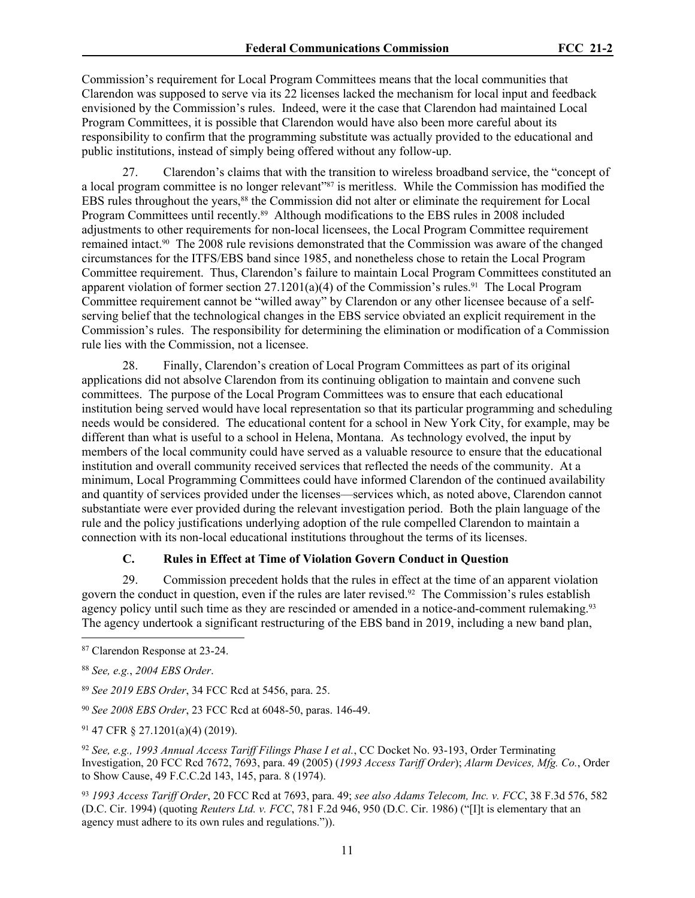Commission's requirement for Local Program Committees means that the local communities that Clarendon was supposed to serve via its 22 licenses lacked the mechanism for local input and feedback envisioned by the Commission's rules. Indeed, were it the case that Clarendon had maintained Local Program Committees, it is possible that Clarendon would have also been more careful about its responsibility to confirm that the programming substitute was actually provided to the educational and public institutions, instead of simply being offered without any follow-up.

27. Clarendon's claims that with the transition to wireless broadband service, the "concept of a local program committee is no longer relevant"[87] is meritless. While the Commission has modified the EBS rules throughout the years,[88] the Commission did not alter or eliminate the requirement for Local Program Committees until recently.[89] Although modifications to the EBS rules in 2008 included adjustments to other requirements for non-local licensees, the Local Program Committee requirement remained intact.[90] The 2008 rule revisions demonstrated that the Commission was aware of the changed circumstances for the ITFS/EBS band since 1985, and nonetheless chose to retain the Local Program Committee requirement. Thus, Clarendon's failure to maintain Local Program Committees constituted an apparent violation of former section 27.1201(a)(4) of the Commission's rules.[91] The Local Program Committee requirement cannot be "willed away" by Clarendon or any other licensee because of a self-serving belief that the technological changes in the EBS service obviated an explicit requirement in the Commission's rules. The responsibility for determining the elimination or modification of a Commission rule lies with the Commission, not a licensee.

28. Finally, Clarendon's creation of Local Program Committees as part of its original applications did not absolve Clarendon from its continuing obligation to maintain and convene such committees. The purpose of the Local Program Committees was to ensure that each educational institution being served would have local representation so that its particular programming and scheduling needs would be considered. The educational content for a school in New York City, for example, may be different than what is useful to a school in Helena, Montana. As technology evolved, the input by members of the local community could have served as a valuable resource to ensure that the educational institution and overall community received services that reflected the needs of the community. At a minimum, Local Programming Committees could have informed Clarendon of the continued availability and quantity of services provided under the licenses—services which, as noted above, Clarendon cannot substantiate were ever provided during the relevant investigation period. Both the plain language of the rule and the policy justifications underlying adoption of the rule compelled Clarendon to maintain a connection with its non-local educational institutions throughout the terms of its licenses.

### C. Rules in Effect at Time of Violation Govern Conduct in Question

29. Commission precedent holds that the rules in effect at the time of an apparent violation govern the conduct in question, even if the rules are later revised.[92] The Commission's rules establish agency policy until such time as they are rescinded or amended in a notice-and-comment rulemaking.[93] The agency undertook a significant restructuring of the EBS band in 2019, including a new band plan,

---

[87] Clarendon Response at 23-24.

[88] *See, e.g.*, *2004 EBS Order*.

[89] *See 2019 EBS Order*, 34 FCC Rcd at 5456, para. 25.

[90] *See 2008 EBS Order*, 23 FCC Rcd at 6048-50, paras. 146-49.

[91] 47 CFR § 27.1201(a)(4) (2019).

[92] *See, e.g., 1993 Annual Access Tariff Filings Phase I et al.*, CC Docket No. 93-193, Order Terminating Investigation, 20 FCC Rcd 7672, 7693, para. 49 (2005) (*1993 Access Tariff Order*); *Alarm Devices, Mfg. Co.*, Order to Show Cause, 49 F.C.C.2d 143, 145, para. 8 (1974).

[93] *1993 Access Tariff Order*, 20 FCC Rcd at 7693, para. 49; *see also Adams Telecom, Inc. v. FCC*, 38 F.3d 576, 582 (D.C. Cir. 1994) (quoting *Reuters Ltd. v. FCC*, 781 F.2d 946, 950 (D.C. Cir. 1986) ("[I]t is elementary that an agency must adhere to its own rules and regulations.")).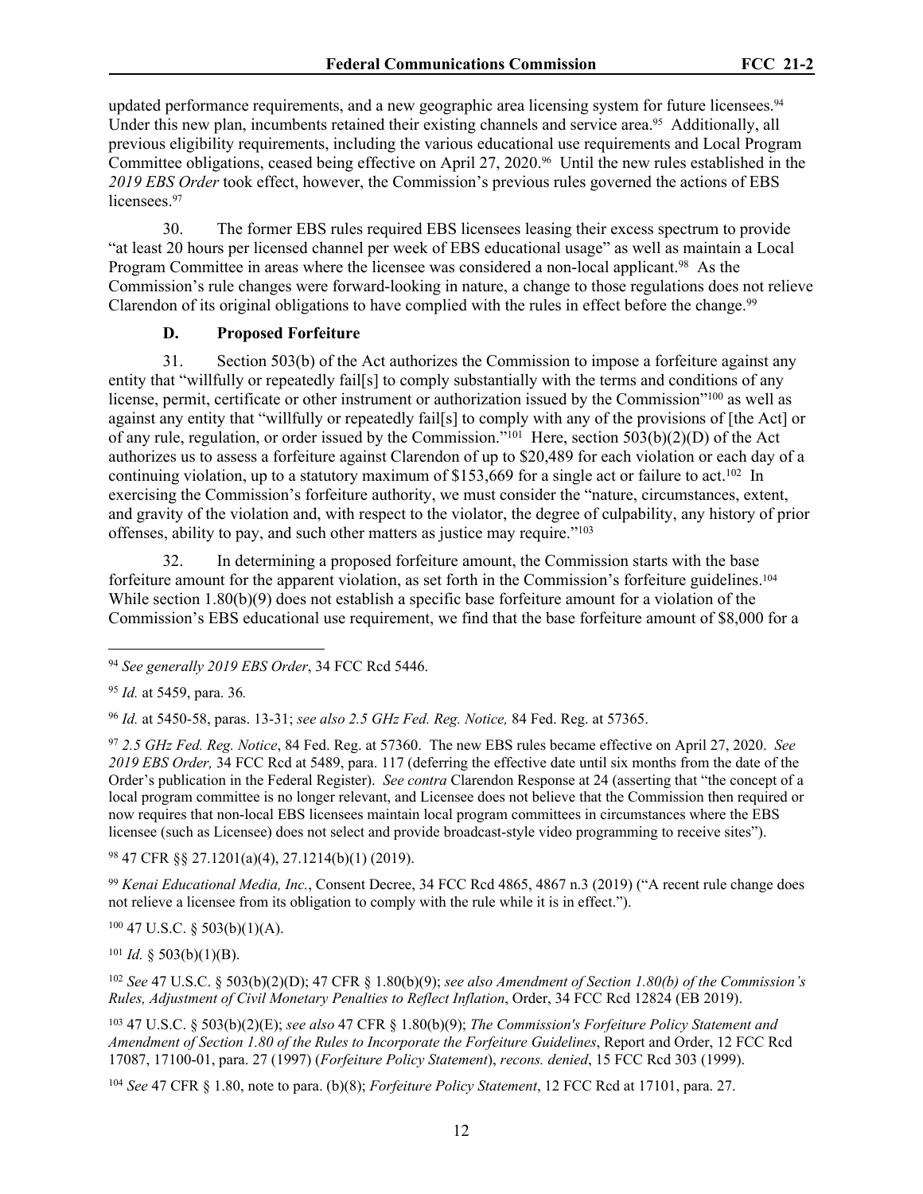updated performance requirements, and a new geographic area licensing system for future licensees.[94] Under this new plan, incumbents retained their existing channels and service area.[95] Additionally, all previous eligibility requirements, including the various educational use requirements and Local Program Committee obligations, ceased being effective on April 27, 2020.[96] Until the new rules established in the *2019 EBS Order* took effect, however, the Commission's previous rules governed the actions of EBS licensees.[97]

30. The former EBS rules required EBS licensees leasing their excess spectrum to provide "at least 20 hours per licensed channel per week of EBS educational usage" as well as maintain a Local Program Committee in areas where the licensee was considered a non-local applicant.[98] As the Commission's rule changes were forward-looking in nature, a change to those regulations does not relieve Clarendon of its original obligations to have complied with the rules in effect before the change.[99]

### D. Proposed Forfeiture

31. Section 503(b) of the Act authorizes the Commission to impose a forfeiture against any entity that "willfully or repeatedly fail[s] to comply substantially with the terms and conditions of any license, permit, certificate or other instrument or authorization issued by the Commission"[100] as well as against any entity that "willfully or repeatedly fail[s] to comply with any of the provisions of [the Act] or of any rule, regulation, or order issued by the Commission."[101] Here, section 503(b)(2)(D) of the Act authorizes us to assess a forfeiture against Clarendon of up to $20,489 for each violation or each day of a continuing violation, up to a statutory maximum of $153,669 for a single act or failure to act.[102] In exercising the Commission's forfeiture authority, we must consider the "nature, circumstances, extent, and gravity of the violation and, with respect to the violator, the degree of culpability, any history of prior offenses, ability to pay, and such other matters as justice may require."[103]

32. In determining a proposed forfeiture amount, the Commission starts with the base forfeiture amount for the apparent violation, as set forth in the Commission's forfeiture guidelines.[104] While section 1.80(b)(9) does not establish a specific base forfeiture amount for a violation of the Commission's EBS educational use requirement, we find that the base forfeiture amount of $8,000 for a

---

[94] *See generally 2019 EBS Order*, 34 FCC Rcd 5446.

[95] *Id.* at 5459, para. 36*.*

[96] *Id.* at 5450-58, paras. 13-31; *see also 2.5 GHz Fed. Reg. Notice,* 84 Fed. Reg. at 57365.

[97] *2.5 GHz Fed. Reg. Notice*, 84 Fed. Reg. at 57360. The new EBS rules became effective on April 27, 2020. *See 2019 EBS Order,* 34 FCC Rcd at 5489, para. 117 (deferring the effective date until six months from the date of the Order's publication in the Federal Register). *See contra* Clarendon Response at 24 (asserting that "the concept of a local program committee is no longer relevant, and Licensee does not believe that the Commission then required or now requires that non-local EBS licensees maintain local program committees in circumstances where the EBS licensee (such as Licensee) does not select and provide broadcast-style video programming to receive sites").

[98] 47 CFR §§ 27.1201(a)(4), 27.1214(b)(1) (2019).

[99] *Kenai Educational Media, Inc.*, Consent Decree, 34 FCC Rcd 4865, 4867 n.3 (2019) ("A recent rule change does not relieve a licensee from its obligation to comply with the rule while it is in effect.").

[100] 47 U.S.C. § 503(b)(1)(A).

[101] *Id.* § 503(b)(1)(B).

[102] *See* 47 U.S.C. § 503(b)(2)(D); 47 CFR § 1.80(b)(9); *see also Amendment of Section 1.80(b) of the Commission's Rules, Adjustment of Civil Monetary Penalties to Reflect Inflation*, Order, 34 FCC Rcd 12824 (EB 2019).

[103] 47 U.S.C. § 503(b)(2)(E); *see also* 47 CFR § 1.80(b)(9); *The Commission's Forfeiture Policy Statement and Amendment of Section 1.80 of the Rules to Incorporate the Forfeiture Guidelines*, Report and Order, 12 FCC Rcd 17087, 17100-01, para. 27 (1997) (*Forfeiture Policy Statement*), *recons. denied*, 15 FCC Rcd 303 (1999).

[104] *See* 47 CFR § 1.80, note to para. (b)(8); *Forfeiture Policy Statement*, 12 FCC Rcd at 17101, para. 27.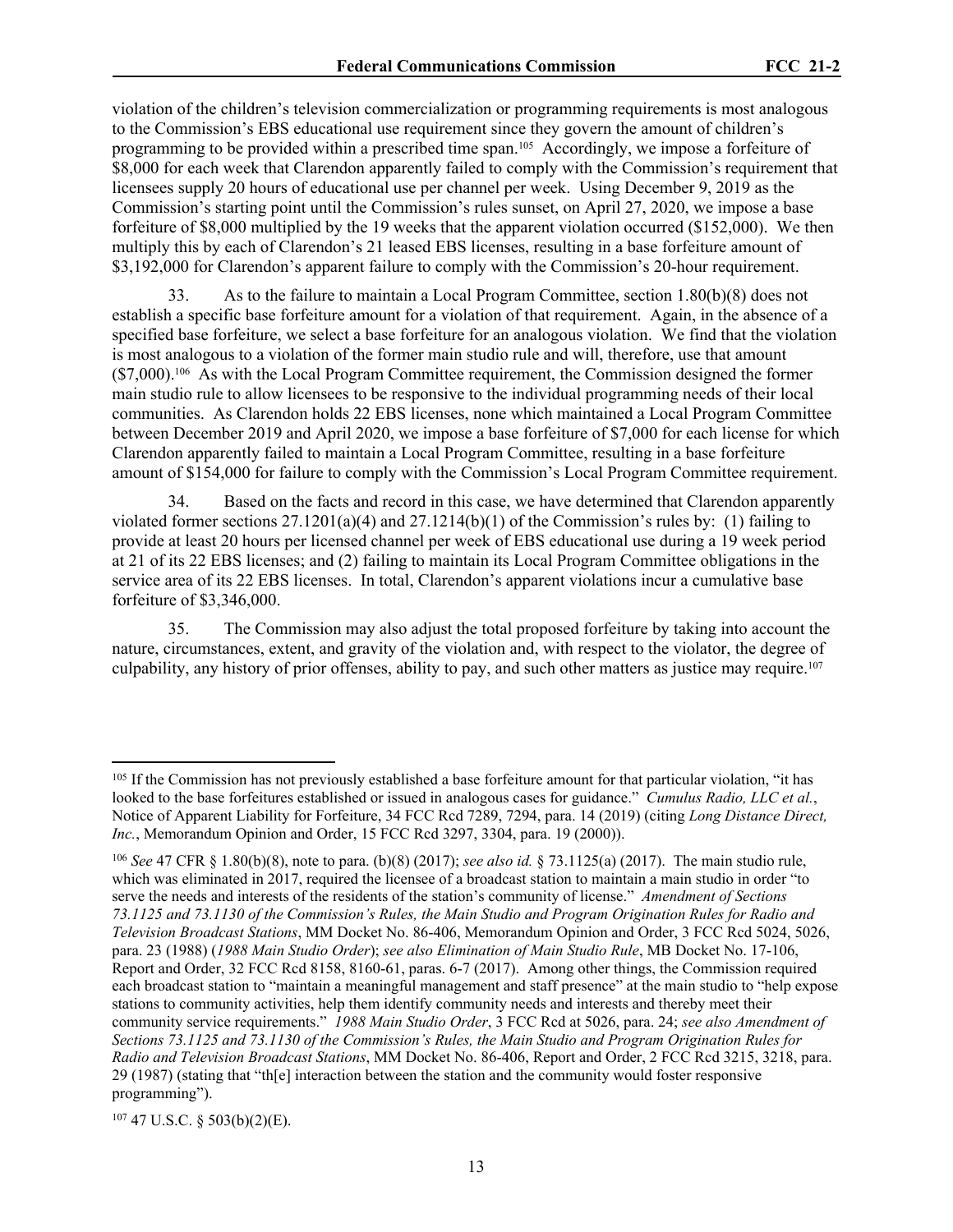violation of the children's television commercialization or programming requirements is most analogous to the Commission's EBS educational use requirement since they govern the amount of children's programming to be provided within a prescribed time span.[105] Accordingly, we impose a forfeiture of \$8,000 for each week that Clarendon apparently failed to comply with the Commission's requirement that licensees supply 20 hours of educational use per channel per week. Using December 9, 2019 as the Commission's starting point until the Commission's rules sunset, on April 27, 2020, we impose a base forfeiture of \$8,000 multiplied by the 19 weeks that the apparent violation occurred (\$152,000). We then multiply this by each of Clarendon's 21 leased EBS licenses, resulting in a base forfeiture amount of \$3,192,000 for Clarendon's apparent failure to comply with the Commission's 20-hour requirement.

33. As to the failure to maintain a Local Program Committee, section 1.80(b)(8) does not establish a specific base forfeiture amount for a violation of that requirement. Again, in the absence of a specified base forfeiture, we select a base forfeiture for an analogous violation. We find that the violation is most analogous to a violation of the former main studio rule and will, therefore, use that amount (\$7,000).[106] As with the Local Program Committee requirement, the Commission designed the former main studio rule to allow licensees to be responsive to the individual programming needs of their local communities. As Clarendon holds 22 EBS licenses, none which maintained a Local Program Committee between December 2019 and April 2020, we impose a base forfeiture of \$7,000 for each license for which Clarendon apparently failed to maintain a Local Program Committee, resulting in a base forfeiture amount of \$154,000 for failure to comply with the Commission's Local Program Committee requirement.

34. Based on the facts and record in this case, we have determined that Clarendon apparently violated former sections 27.1201(a)(4) and 27.1214(b)(1) of the Commission's rules by: (1) failing to provide at least 20 hours per licensed channel per week of EBS educational use during a 19 week period at 21 of its 22 EBS licenses; and (2) failing to maintain its Local Program Committee obligations in the service area of its 22 EBS licenses. In total, Clarendon's apparent violations incur a cumulative base forfeiture of \$3,346,000.

35. The Commission may also adjust the total proposed forfeiture by taking into account the nature, circumstances, extent, and gravity of the violation and, with respect to the violator, the degree of culpability, any history of prior offenses, ability to pay, and such other matters as justice may require.[107]

---

[105] If the Commission has not previously established a base forfeiture amount for that particular violation, "it has looked to the base forfeitures established or issued in analogous cases for guidance." *Cumulus Radio, LLC et al.*, Notice of Apparent Liability for Forfeiture, 34 FCC Rcd 7289, 7294, para. 14 (2019) (citing *Long Distance Direct, Inc.*, Memorandum Opinion and Order, 15 FCC Rcd 3297, 3304, para. 19 (2000)).

[106] *See* 47 CFR § 1.80(b)(8), note to para. (b)(8) (2017); *see also id.* § 73.1125(a) (2017). The main studio rule, which was eliminated in 2017, required the licensee of a broadcast station to maintain a main studio in order "to serve the needs and interests of the residents of the station's community of license." *Amendment of Sections 73.1125 and 73.1130 of the Commission's Rules, the Main Studio and Program Origination Rules for Radio and Television Broadcast Stations*, MM Docket No. 86-406, Memorandum Opinion and Order, 3 FCC Rcd 5024, 5026, para. 23 (1988) (*1988 Main Studio Order*); *see also Elimination of Main Studio Rule*, MB Docket No. 17-106, Report and Order, 32 FCC Rcd 8158, 8160-61, paras. 6-7 (2017). Among other things, the Commission required each broadcast station to "maintain a meaningful management and staff presence" at the main studio to "help expose stations to community activities, help them identify community needs and interests and thereby meet their community service requirements." *1988 Main Studio Order*, 3 FCC Rcd at 5026, para. 24; *see also Amendment of Sections 73.1125 and 73.1130 of the Commission's Rules, the Main Studio and Program Origination Rules for Radio and Television Broadcast Stations*, MM Docket No. 86-406, Report and Order, 2 FCC Rcd 3215, 3218, para. 29 (1987) (stating that "th[e] interaction between the station and the community would foster responsive programming").

[107] 47 U.S.C. § 503(b)(2)(E).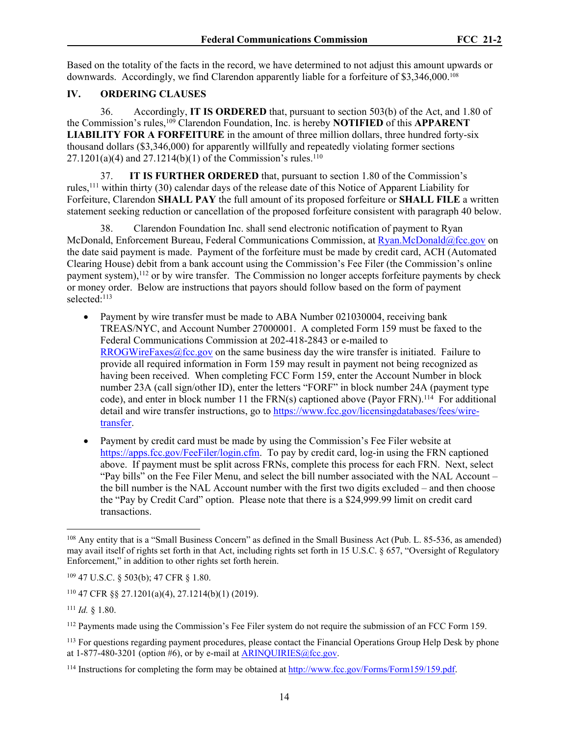Based on the totality of the facts in the record, we have determined to not adjust this amount upwards or downwards. Accordingly, we find Clarendon apparently liable for a forfeiture of $3,346,000.[108]

## IV. ORDERING CLAUSES

36. Accordingly, **IT IS ORDERED** that, pursuant to section 503(b) of the Act, and 1.80 of the Commission's rules,[109] Clarendon Foundation, Inc. is hereby **NOTIFIED** of this **APPARENT LIABILITY FOR A FORFEITURE** in the amount of three million dollars, three hundred forty-six thousand dollars ($3,346,000) for apparently willfully and repeatedly violating former sections 27.1201(a)(4) and 27.1214(b)(1) of the Commission's rules.[110]

37. **IT IS FURTHER ORDERED** that, pursuant to section 1.80 of the Commission's rules,[111] within thirty (30) calendar days of the release date of this Notice of Apparent Liability for Forfeiture, Clarendon **SHALL PAY** the full amount of its proposed forfeiture or **SHALL FILE** a written statement seeking reduction or cancellation of the proposed forfeiture consistent with paragraph 40 below.

38. Clarendon Foundation Inc. shall send electronic notification of payment to Ryan McDonald, Enforcement Bureau, Federal Communications Commission, at Ryan.McDonald@fcc.gov on the date said payment is made. Payment of the forfeiture must be made by credit card, ACH (Automated Clearing House) debit from a bank account using the Commission's Fee Filer (the Commission's online payment system),[112] or by wire transfer. The Commission no longer accepts forfeiture payments by check or money order. Below are instructions that payors should follow based on the form of payment selected:[113]

- Payment by wire transfer must be made to ABA Number 021030004, receiving bank TREAS/NYC, and Account Number 27000001. A completed Form 159 must be faxed to the Federal Communications Commission at 202-418-2843 or e-mailed to RROGWireFaxes@fcc.gov on the same business day the wire transfer is initiated. Failure to provide all required information in Form 159 may result in payment not being recognized as having been received. When completing FCC Form 159, enter the Account Number in block number 23A (call sign/other ID), enter the letters "FORF" in block number 24A (payment type code), and enter in block number 11 the FRN(s) captioned above (Payor FRN).[114] For additional detail and wire transfer instructions, go to https://www.fcc.gov/licensingdatabases/fees/wire-transfer.

- Payment by credit card must be made by using the Commission's Fee Filer website at https://apps.fcc.gov/FeeFiler/login.cfm. To pay by credit card, log-in using the FRN captioned above. If payment must be split across FRNs, complete this process for each FRN. Next, select "Pay bills" on the Fee Filer Menu, and select the bill number associated with the NAL Account – the bill number is the NAL Account number with the first two digits excluded – and then choose the "Pay by Credit Card" option. Please note that there is a $24,999.99 limit on credit card transactions.

---

[108] Any entity that is a "Small Business Concern" as defined in the Small Business Act (Pub. L. 85-536, as amended) may avail itself of rights set forth in that Act, including rights set forth in 15 U.S.C. § 657, "Oversight of Regulatory Enforcement," in addition to other rights set forth herein.

[109] 47 U.S.C. § 503(b); 47 CFR § 1.80.

[110] 47 CFR §§ 27.1201(a)(4), 27.1214(b)(1) (2019).

[111] *Id.* § 1.80.

[112] Payments made using the Commission's Fee Filer system do not require the submission of an FCC Form 159.

[113] For questions regarding payment procedures, please contact the Financial Operations Group Help Desk by phone at 1-877-480-3201 (option #6), or by e-mail at ARINQUIRIES@fcc.gov.

[114] Instructions for completing the form may be obtained at http://www.fcc.gov/Forms/Form159/159.pdf.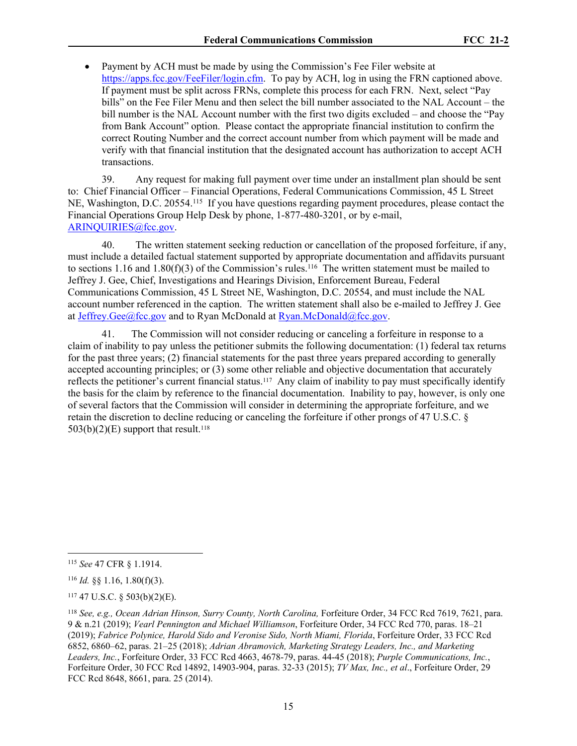- Payment by ACH must be made by using the Commission's Fee Filer website at https://apps.fcc.gov/FeeFiler/login.cfm. To pay by ACH, log in using the FRN captioned above. If payment must be split across FRNs, complete this process for each FRN. Next, select "Pay bills" on the Fee Filer Menu and then select the bill number associated to the NAL Account – the bill number is the NAL Account number with the first two digits excluded – and choose the "Pay from Bank Account" option. Please contact the appropriate financial institution to confirm the correct Routing Number and the correct account number from which payment will be made and verify with that financial institution that the designated account has authorization to accept ACH transactions.

39. Any request for making full payment over time under an installment plan should be sent to: Chief Financial Officer – Financial Operations, Federal Communications Commission, 45 L Street NE, Washington, D.C. 20554.[115] If you have questions regarding payment procedures, please contact the Financial Operations Group Help Desk by phone, 1-877-480-3201, or by e-mail, ARINQUIRIES@fcc.gov.

40. The written statement seeking reduction or cancellation of the proposed forfeiture, if any, must include a detailed factual statement supported by appropriate documentation and affidavits pursuant to sections 1.16 and 1.80(f)(3) of the Commission's rules.[116] The written statement must be mailed to Jeffrey J. Gee, Chief, Investigations and Hearings Division, Enforcement Bureau, Federal Communications Commission, 45 L Street NE, Washington, D.C. 20554, and must include the NAL account number referenced in the caption. The written statement shall also be e-mailed to Jeffrey J. Gee at Jeffrey.Gee@fcc.gov and to Ryan McDonald at Ryan.McDonald@fcc.gov.

41. The Commission will not consider reducing or canceling a forfeiture in response to a claim of inability to pay unless the petitioner submits the following documentation: (1) federal tax returns for the past three years; (2) financial statements for the past three years prepared according to generally accepted accounting principles; or (3) some other reliable and objective documentation that accurately reflects the petitioner's current financial status.[117] Any claim of inability to pay must specifically identify the basis for the claim by reference to the financial documentation. Inability to pay, however, is only one of several factors that the Commission will consider in determining the appropriate forfeiture, and we retain the discretion to decline reducing or canceling the forfeiture if other prongs of 47 U.S.C. § 503(b)(2)(E) support that result.[118]

---

[115] *See* 47 CFR § 1.1914.

[116] *Id.* §§ 1.16, 1.80(f)(3).

[117] 47 U.S.C. § 503(b)(2)(E).

[118] *See, e.g., Ocean Adrian Hinson, Surry County, North Carolina,* Forfeiture Order, 34 FCC Rcd 7619, 7621, para. 9 & n.21 (2019); *Vearl Pennington and Michael Williamson*, Forfeiture Order, 34 FCC Rcd 770, paras. 18–21 (2019); *Fabrice Polynice, Harold Sido and Veronise Sido, North Miami, Florida*, Forfeiture Order, 33 FCC Rcd 6852, 6860–62, paras. 21–25 (2018); *Adrian Abramovich, Marketing Strategy Leaders, Inc., and Marketing Leaders, Inc.*, Forfeiture Order, 33 FCC Rcd 4663, 4678-79, paras. 44-45 (2018); *Purple Communications, Inc.*, Forfeiture Order, 30 FCC Rcd 14892, 14903-904, paras. 32-33 (2015); *TV Max, Inc., et al*., Forfeiture Order, 29 FCC Rcd 8648, 8661, para. 25 (2014).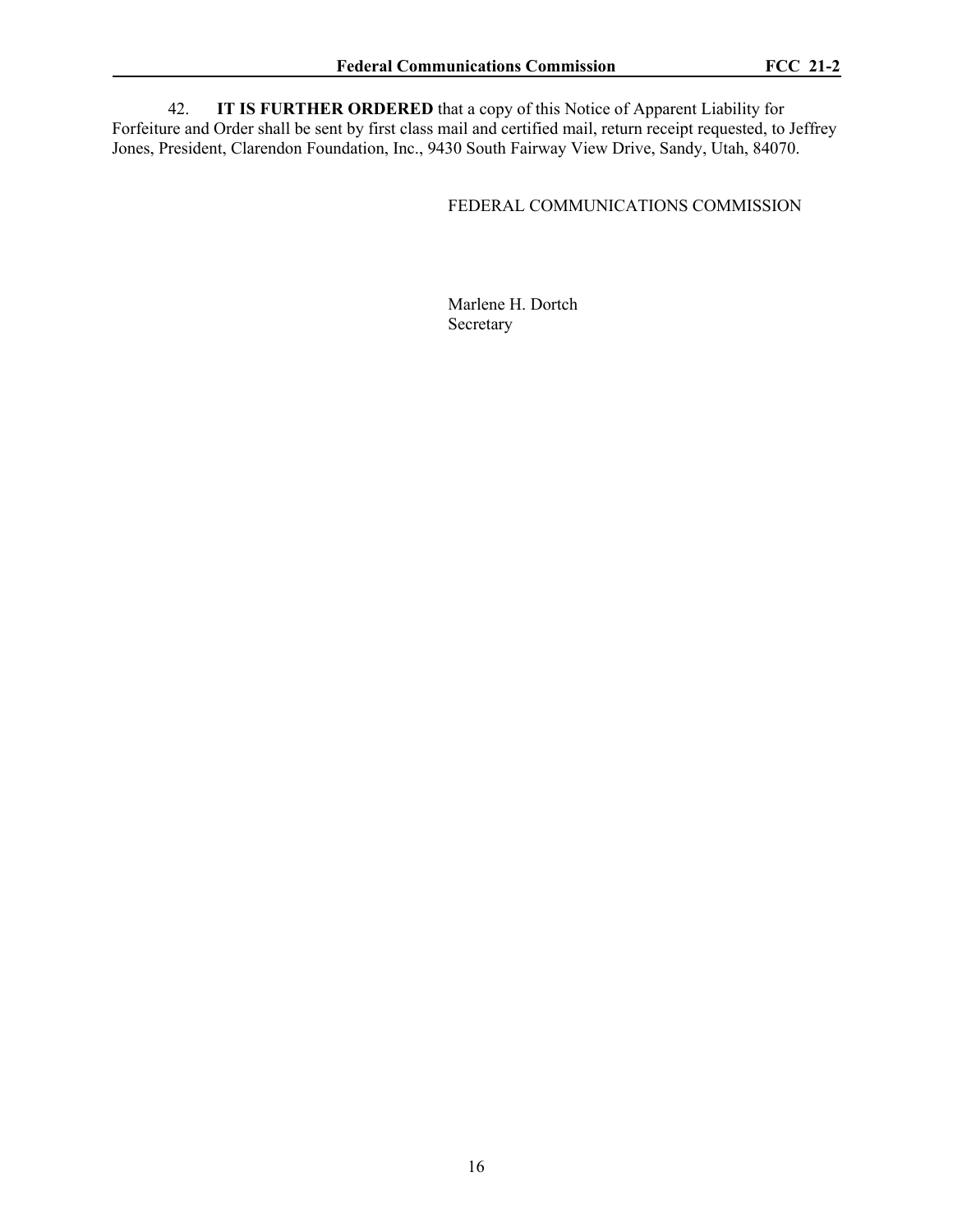42. **IT IS FURTHER ORDERED** that a copy of this Notice of Apparent Liability for Forfeiture and Order shall be sent by first class mail and certified mail, return receipt requested, to Jeffrey Jones, President, Clarendon Foundation, Inc., 9430 South Fairway View Drive, Sandy, Utah, 84070.

FEDERAL COMMUNICATIONS COMMISSION

Marlene H. Dortch
Secretary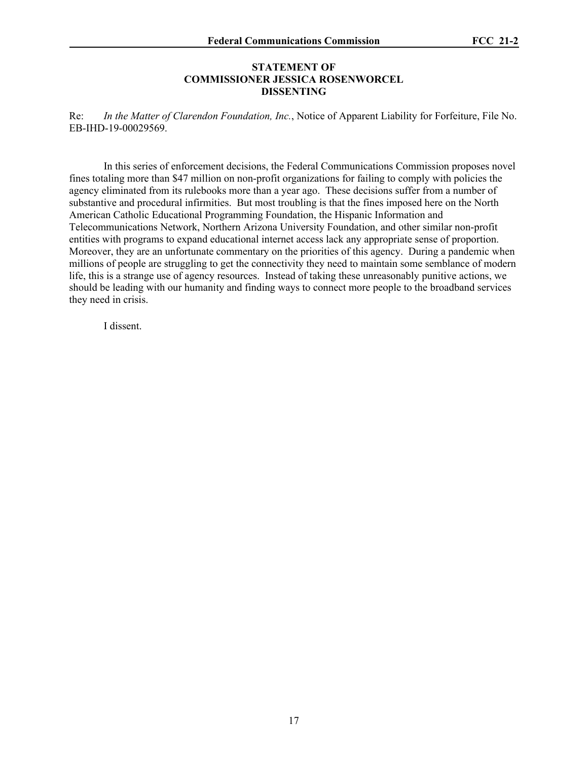**STATEMENT OF**
**COMMISSIONER JESSICA ROSENWORCEL**
**DISSENTING**

Re: *In the Matter of Clarendon Foundation, Inc.*, Notice of Apparent Liability for Forfeiture, File No. EB-IHD-19-00029569.

In this series of enforcement decisions, the Federal Communications Commission proposes novel fines totaling more than $47 million on non-profit organizations for failing to comply with policies the agency eliminated from its rulebooks more than a year ago. These decisions suffer from a number of substantive and procedural infirmities. But most troubling is that the fines imposed here on the North American Catholic Educational Programming Foundation, the Hispanic Information and Telecommunications Network, Northern Arizona University Foundation, and other similar non-profit entities with programs to expand educational internet access lack any appropriate sense of proportion. Moreover, they are an unfortunate commentary on the priorities of this agency. During a pandemic when millions of people are struggling to get the connectivity they need to maintain some semblance of modern life, this is a strange use of agency resources. Instead of taking these unreasonably punitive actions, we should be leading with our humanity and finding ways to connect more people to the broadband services they need in crisis.

I dissent.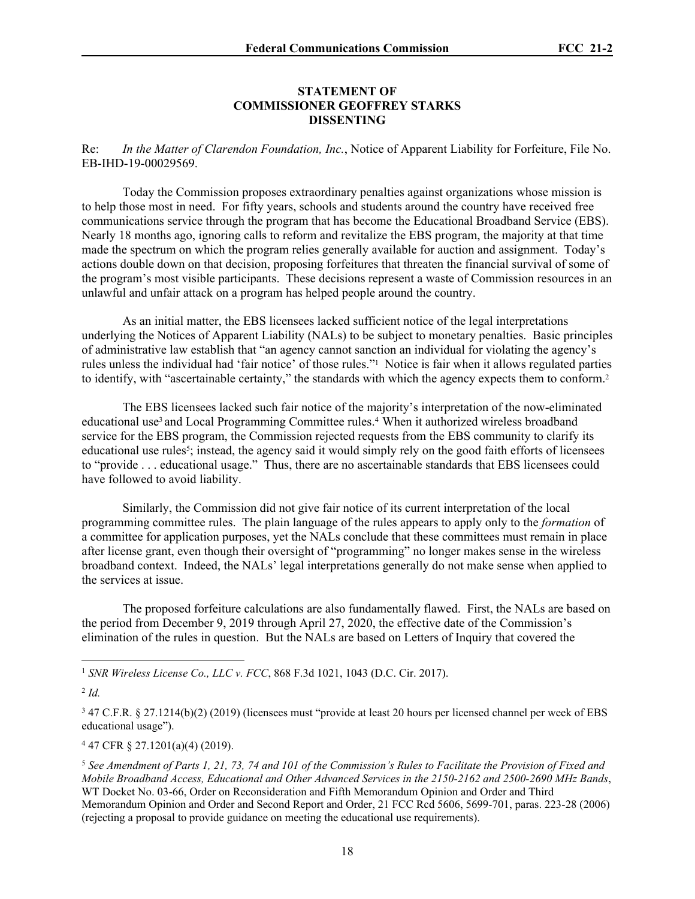**STATEMENT OF**
**COMMISSIONER GEOFFREY STARKS**
**DISSENTING**

Re: *In the Matter of Clarendon Foundation, Inc.*, Notice of Apparent Liability for Forfeiture, File No. EB-IHD-19-00029569.

Today the Commission proposes extraordinary penalties against organizations whose mission is to help those most in need. For fifty years, schools and students around the country have received free communications service through the program that has become the Educational Broadband Service (EBS). Nearly 18 months ago, ignoring calls to reform and revitalize the EBS program, the majority at that time made the spectrum on which the program relies generally available for auction and assignment. Today's actions double down on that decision, proposing forfeitures that threaten the financial survival of some of the program's most visible participants. These decisions represent a waste of Commission resources in an unlawful and unfair attack on a program has helped people around the country.

As an initial matter, the EBS licensees lacked sufficient notice of the legal interpretations underlying the Notices of Apparent Liability (NALs) to be subject to monetary penalties. Basic principles of administrative law establish that "an agency cannot sanction an individual for violating the agency's rules unless the individual had 'fair notice' of those rules."[1] Notice is fair when it allows regulated parties to identify, with "ascertainable certainty," the standards with which the agency expects them to conform.[2]

The EBS licensees lacked such fair notice of the majority's interpretation of the now-eliminated educational use[3] and Local Programming Committee rules.[4] When it authorized wireless broadband service for the EBS program, the Commission rejected requests from the EBS community to clarify its educational use rules[5]; instead, the agency said it would simply rely on the good faith efforts of licensees to "provide . . . educational usage." Thus, there are no ascertainable standards that EBS licensees could have followed to avoid liability.

Similarly, the Commission did not give fair notice of its current interpretation of the local programming committee rules. The plain language of the rules appears to apply only to the *formation* of a committee for application purposes, yet the NALs conclude that these committees must remain in place after license grant, even though their oversight of "programming" no longer makes sense in the wireless broadband context. Indeed, the NALs' legal interpretations generally do not make sense when applied to the services at issue.

The proposed forfeiture calculations are also fundamentally flawed. First, the NALs are based on the period from December 9, 2019 through April 27, 2020, the effective date of the Commission's elimination of the rules in question. But the NALs are based on Letters of Inquiry that covered the

---

[1] *SNR Wireless License Co., LLC v. FCC*, 868 F.3d 1021, 1043 (D.C. Cir. 2017).

[2] *Id.*

[3] 47 C.F.R. § 27.1214(b)(2) (2019) (licensees must "provide at least 20 hours per licensed channel per week of EBS educational usage").

[4] 47 CFR § 27.1201(a)(4) (2019).

[5] *See Amendment of Parts 1, 21, 73, 74 and 101 of the Commission's Rules to Facilitate the Provision of Fixed and Mobile Broadband Access, Educational and Other Advanced Services in the 2150-2162 and 2500-2690 MHz Bands*, WT Docket No. 03-66, Order on Reconsideration and Fifth Memorandum Opinion and Order and Third Memorandum Opinion and Order and Second Report and Order, 21 FCC Rcd 5606, 5699-701, paras. 223-28 (2006) (rejecting a proposal to provide guidance on meeting the educational use requirements).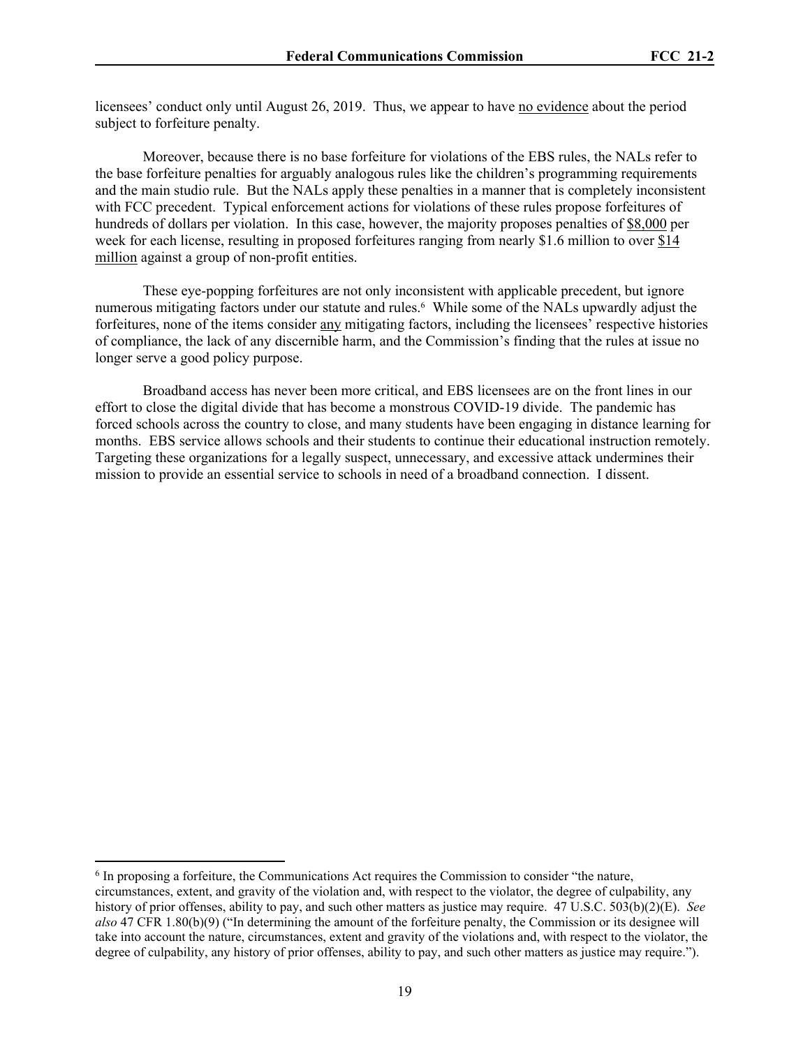licensees' conduct only until August 26, 2019. Thus, we appear to have no evidence about the period subject to forfeiture penalty.

Moreover, because there is no base forfeiture for violations of the EBS rules, the NALs refer to the base forfeiture penalties for arguably analogous rules like the children's programming requirements and the main studio rule. But the NALs apply these penalties in a manner that is completely inconsistent with FCC precedent. Typical enforcement actions for violations of these rules propose forfeitures of hundreds of dollars per violation. In this case, however, the majority proposes penalties of $8,000 per week for each license, resulting in proposed forfeitures ranging from nearly $1.6 million to over $14 million against a group of non-profit entities.

These eye-popping forfeitures are not only inconsistent with applicable precedent, but ignore numerous mitigating factors under our statute and rules.[6] While some of the NALs upwardly adjust the forfeitures, none of the items consider any mitigating factors, including the licensees' respective histories of compliance, the lack of any discernible harm, and the Commission's finding that the rules at issue no longer serve a good policy purpose.

Broadband access has never been more critical, and EBS licensees are on the front lines in our effort to close the digital divide that has become a monstrous COVID-19 divide. The pandemic has forced schools across the country to close, and many students have been engaging in distance learning for months. EBS service allows schools and their students to continue their educational instruction remotely. Targeting these organizations for a legally suspect, unnecessary, and excessive attack undermines their mission to provide an essential service to schools in need of a broadband connection. I dissent.

[6] In proposing a forfeiture, the Communications Act requires the Commission to consider "the nature, circumstances, extent, and gravity of the violation and, with respect to the violator, the degree of culpability, any history of prior offenses, ability to pay, and such other matters as justice may require. 47 U.S.C. 503(b)(2)(E). *See also* 47 CFR 1.80(b)(9) ("In determining the amount of the forfeiture penalty, the Commission or its designee will take into account the nature, circumstances, extent and gravity of the violations and, with respect to the violator, the degree of culpability, any history of prior offenses, ability to pay, and such other matters as justice may require.").